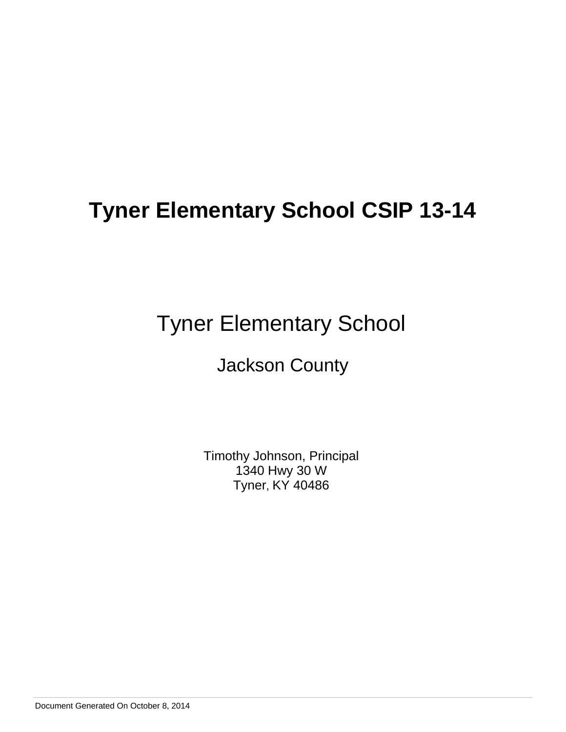# Tyner Elementary School CSIP 13-14

## Tyner Elementary School

### Jackson County

Timothy Johnson, Principal
1340 Hwy 30 W
Tyner, KY 40486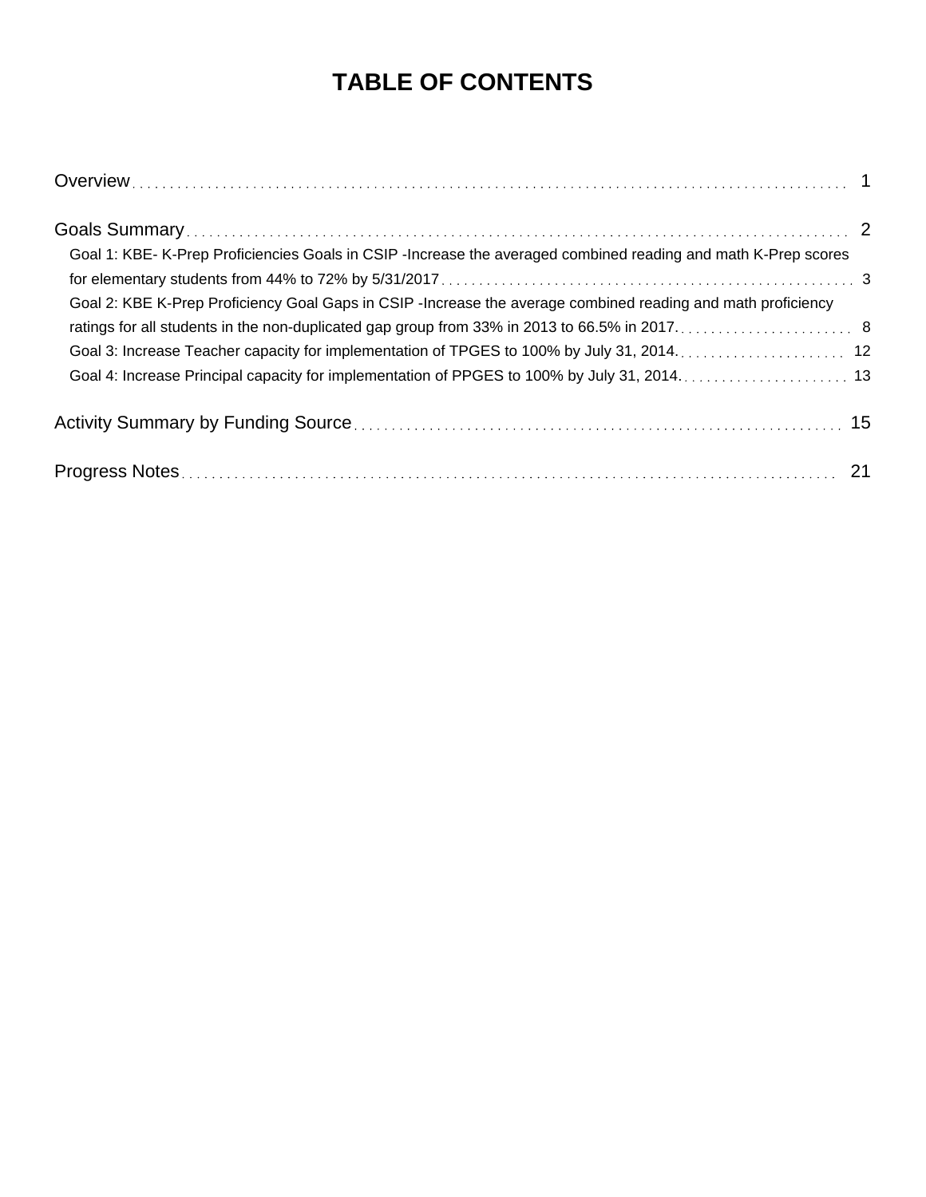# TABLE OF CONTENTS

Overview . . . . . . . . . . 1

Goals Summary . . . . . . . . . . 2

- Goal 1: KBE- K-Prep Proficiencies Goals in CSIP -Increase the averaged combined reading and math K-Prep scores for elementary students from 44% to 72% by 5/31/2017 . . . . . . . . . . 3
- Goal 2: KBE K-Prep Proficiency Goal Gaps in CSIP -Increase the average combined reading and math proficiency ratings for all students in the non-duplicated gap group from 33% in 2013 to 66.5% in 2017. . . . . . . . . . . 8
- Goal 3: Increase Teacher capacity for implementation of TPGES to 100% by July 31, 2014. . . . . . . . . . . 12
- Goal 4: Increase Principal capacity for implementation of PPGES to 100% by July 31, 2014. . . . . . . . . . . 13

Activity Summary by Funding Source . . . . . . . . . . 15

Progress Notes . . . . . . . . . . 21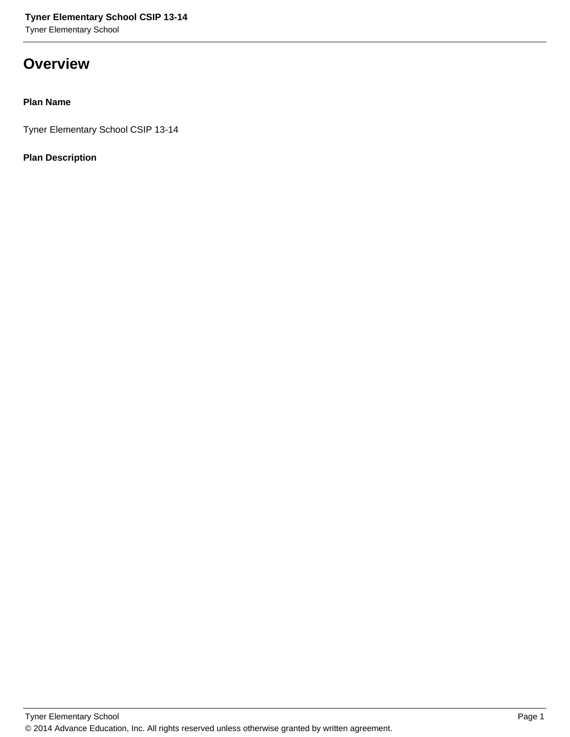# Overview

**Plan Name**

Tyner Elementary School CSIP 13-14

**Plan Description**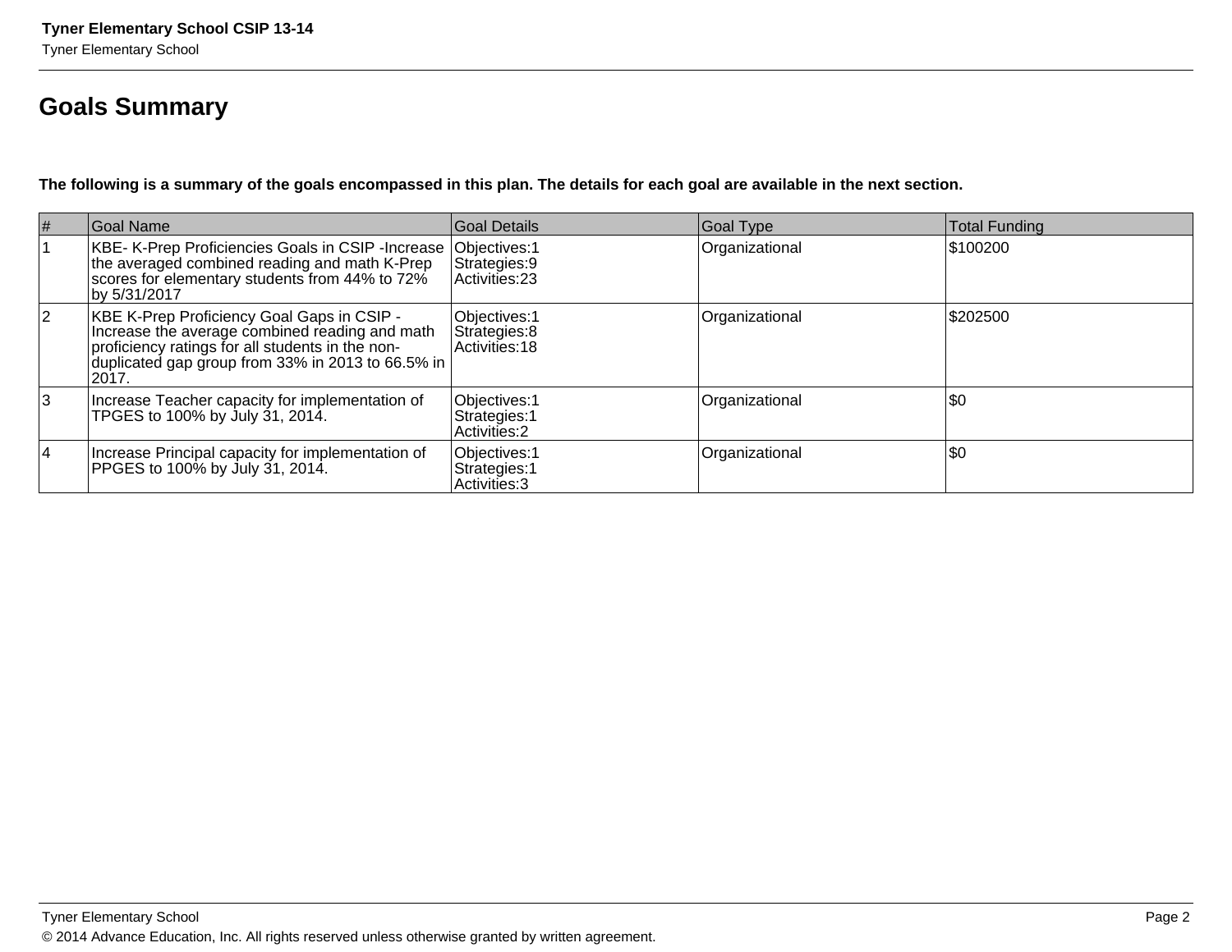## Goals Summary

**The following is a summary of the goals encompassed in this plan. The details for each goal are available in the next section.**

| # | Goal Name | Goal Details | Goal Type | Total Funding |
|---|---|---|---|---|
| 1 | KBE- K-Prep Proficiencies Goals in CSIP -Increase the averaged combined reading and math K-Prep scores for elementary students from 44% to 72% by 5/31/2017 | Objectives:1<br>Strategies:9<br>Activities:23 | Organizational | $100200 |
| 2 | KBE K-Prep Proficiency Goal Gaps in CSIP - Increase the average combined reading and math proficiency ratings for all students in the non-duplicated gap group from 33% in 2013 to 66.5% in 2017. | Objectives:1<br>Strategies:8<br>Activities:18 | Organizational | $202500 |
| 3 | Increase Teacher capacity for implementation of TPGES to 100% by July 31, 2014. | Objectives:1<br>Strategies:1<br>Activities:2 | Organizational | $0 |
| 4 | Increase Principal capacity for implementation of PPGES to 100% by July 31, 2014. | Objectives:1<br>Strategies:1<br>Activities:3 | Organizational | $0 |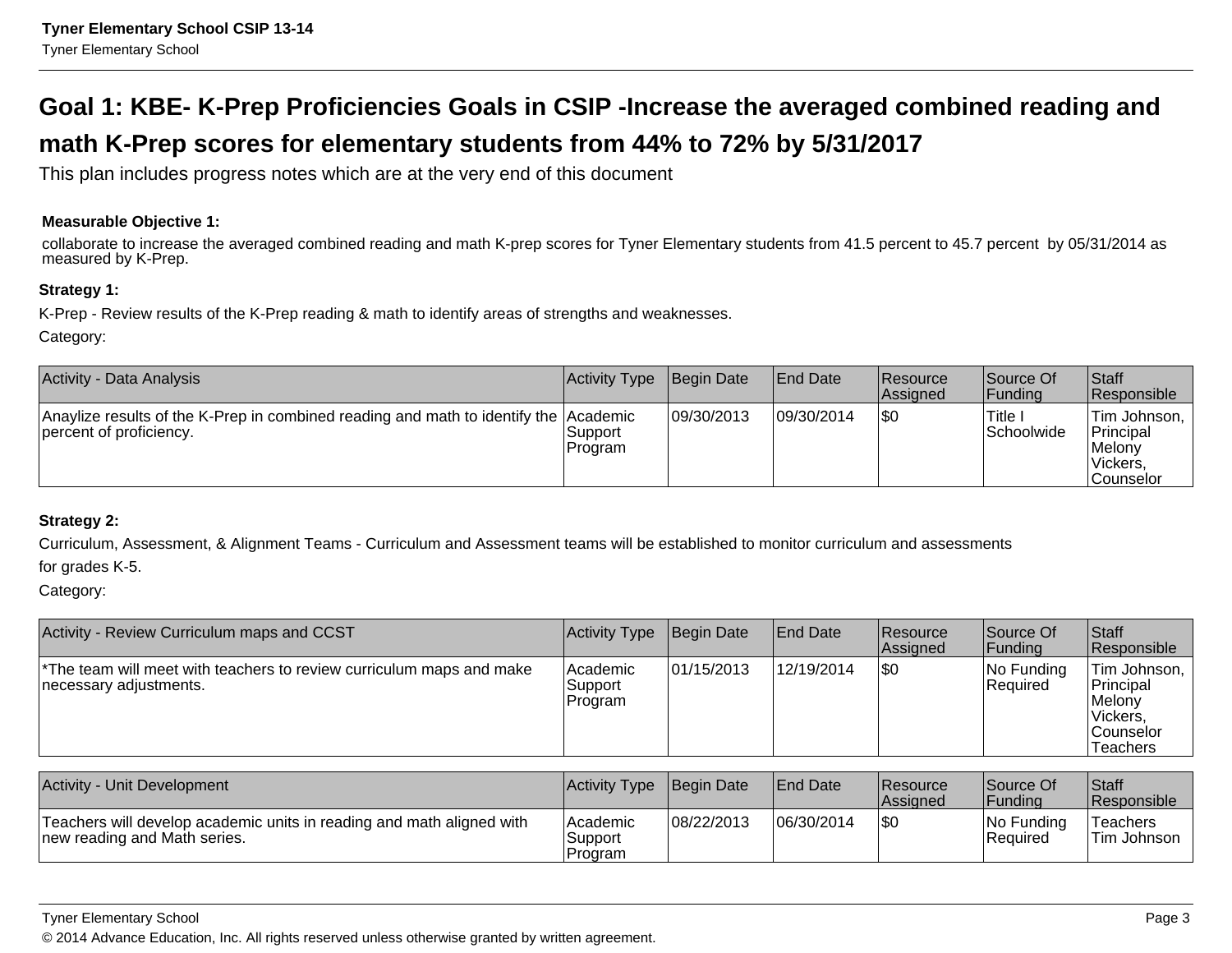## Goal 1: KBE- K-Prep Proficiencies Goals in CSIP -Increase the averaged combined reading and math K-Prep scores for elementary students from 44% to 72% by 5/31/2017

This plan includes progress notes which are at the very end of this document

**Measurable Objective 1:**

collaborate to increase the averaged combined reading and math K-prep scores for Tyner Elementary students from 41.5 percent to 45.7 percent by 05/31/2014 as measured by K-Prep.

**Strategy 1:**

K-Prep - Review results of the K-Prep reading & math to identify areas of strengths and weaknesses.

Category:

| Activity - Data Analysis | Activity Type | Begin Date | End Date | Resource Assigned | Source Of Funding | Staff Responsible |
|---|---|---|---|---|---|---|
| Anaylize results of the K-Prep in combined reading and math to identify the percent of proficiency. | Academic Support Program | 09/30/2013 | 09/30/2014 | $0 | Title I Schoolwide | Tim Johnson, Principal Melony Vickers, Counselor |

**Strategy 2:**

Curriculum, Assessment, & Alignment Teams - Curriculum and Assessment teams will be established to monitor curriculum and assessments for grades K-5.

Category:

| Activity - Review Curriculum maps and CCST | Activity Type | Begin Date | End Date | Resource Assigned | Source Of Funding | Staff Responsible |
|---|---|---|---|---|---|---|
| *The team will meet with teachers to review curriculum maps and make necessary adjustments. | Academic Support Program | 01/15/2013 | 12/19/2014 | $0 | No Funding Required | Tim Johnson, Principal Melony Vickers, Counselor Teachers |

| Activity - Unit Development | Activity Type | Begin Date | End Date | Resource Assigned | Source Of Funding | Staff Responsible |
|---|---|---|---|---|---|---|
| Teachers will develop academic units in reading and math aligned with new reading and Math series. | Academic Support Program | 08/22/2013 | 06/30/2014 | $0 | No Funding Required | Teachers Tim Johnson |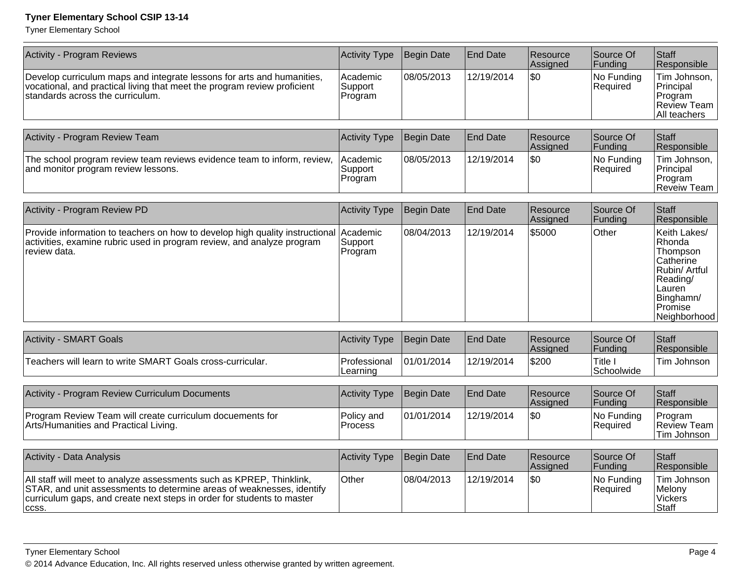| Activity - Program Reviews | Activity Type | Begin Date | End Date | Resource Assigned | Source Of Funding | Staff Responsible |
|---|---|---|---|---|---|---|
| Develop curriculum maps and integrate lessons for arts and humanities, vocational, and practical living that meet the program review proficient standards across the curriculum. | Academic Support Program | 08/05/2013 | 12/19/2014 | $0 | No Funding Required | Tim Johnson, Principal Program Review Team All teachers |

| Activity - Program Review Team | Activity Type | Begin Date | End Date | Resource Assigned | Source Of Funding | Staff Responsible |
|---|---|---|---|---|---|---|
| The school program review team reviews evidence team to inform, review, and monitor program review lessons. | Academic Support Program | 08/05/2013 | 12/19/2014 | $0 | No Funding Required | Tim Johnson, Principal Program Reveiw Team |

| Activity - Program Review PD | Activity Type | Begin Date | End Date | Resource Assigned | Source Of Funding | Staff Responsible |
|---|---|---|---|---|---|---|
| Provide information to teachers on how to develop high quality instructional activities, examine rubric used in program review, and analyze program review data. | Academic Support Program | 08/04/2013 | 12/19/2014 | $5000 | Other | Keith Lakes/ Rhonda Thompson Catherine Rubin/ Artful Reading/ Lauren Binghamn/ Promise Neighborhood |

| Activity - SMART Goals | Activity Type | Begin Date | End Date | Resource Assigned | Source Of Funding | Staff Responsible |
|---|---|---|---|---|---|---|
| Teachers will learn to write SMART Goals cross-curricular. | Professional Learning | 01/01/2014 | 12/19/2014 | $200 | Title I Schoolwide | Tim Johnson |

| Activity - Program Review Curriculum Documents | Activity Type | Begin Date | End Date | Resource Assigned | Source Of Funding | Staff Responsible |
|---|---|---|---|---|---|---|
| Program Review Team will create curriculum docuements for Arts/Humanities and Practical Living. | Policy and Process | 01/01/2014 | 12/19/2014 | $0 | No Funding Required | Program Review Team Tim Johnson |

| Activity - Data Analysis | Activity Type | Begin Date | End Date | Resource Assigned | Source Of Funding | Staff Responsible |
|---|---|---|---|---|---|---|
| All staff will meet to analyze assessments such as KPREP, Thinklink, STAR, and unit assessments to determine areas of weaknesses, identify curriculum gaps, and create next steps in order for students to master ccss. | Other | 08/04/2013 | 12/19/2014 | $0 | No Funding Required | Tim Johnson Melony Vickers Staff |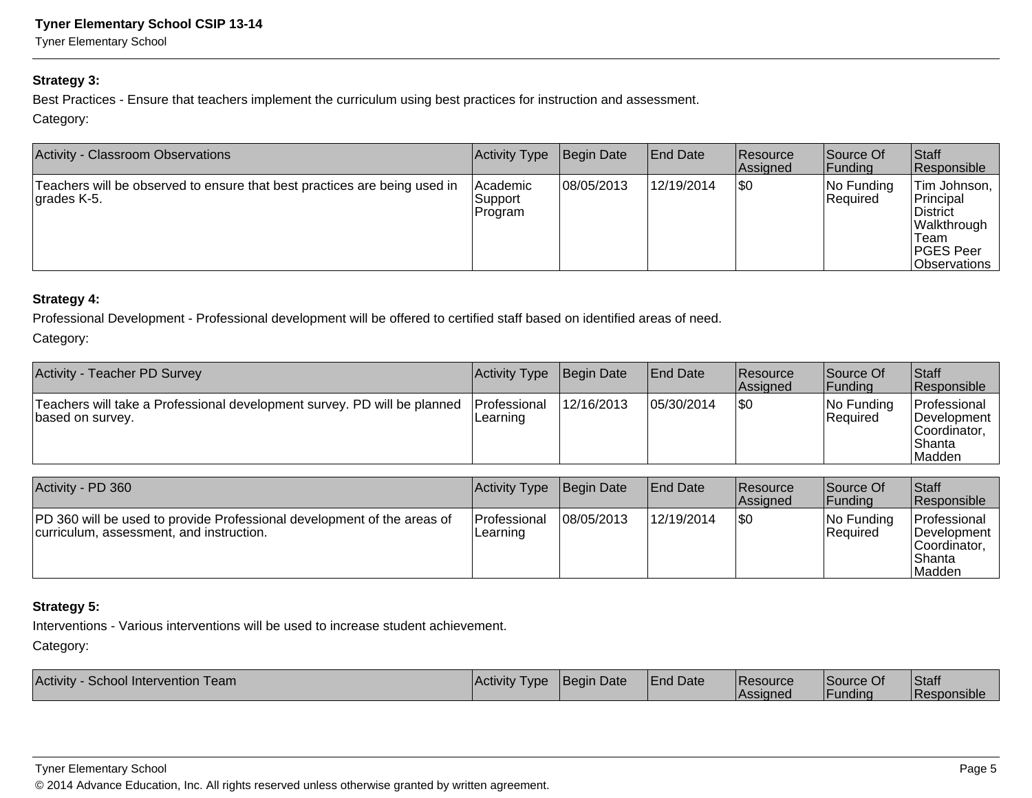**Strategy 3:**

Best Practices - Ensure that teachers implement the curriculum using best practices for instruction and assessment.

Category:

| Activity - Classroom Observations | Activity Type | Begin Date | End Date | Resource Assigned | Source Of Funding | Staff Responsible |
|---|---|---|---|---|---|---|
| Teachers will be observed to ensure that best practices are being used in grades K-5. | Academic Support Program | 08/05/2013 | 12/19/2014 | $0 | No Funding Required | Tim Johnson, Principal District Walkthrough Team PGES Peer Observations |

**Strategy 4:**

Professional Development - Professional development will be offered to certified staff based on identified areas of need.

Category:

| Activity - Teacher PD Survey | Activity Type | Begin Date | End Date | Resource Assigned | Source Of Funding | Staff Responsible |
|---|---|---|---|---|---|---|
| Teachers will take a Professional development survey. PD will be planned based on survey. | Professional Learning | 12/16/2013 | 05/30/2014 | $0 | No Funding Required | Professional Development Coordinator, Shanta Madden |

| Activity - PD 360 | Activity Type | Begin Date | End Date | Resource Assigned | Source Of Funding | Staff Responsible |
|---|---|---|---|---|---|---|
| PD 360 will be used to provide Professional development of the areas of curriculum, assessment, and instruction. | Professional Learning | 08/05/2013 | 12/19/2014 | $0 | No Funding Required | Professional Development Coordinator, Shanta Madden |

**Strategy 5:**

Interventions - Various interventions will be used to increase student achievement.

Category:

| Activity - School Intervention Team | Activity Type | Begin Date | End Date | Resource Assigned | Source Of Funding | Staff Responsible |
|---|---|---|---|---|---|---|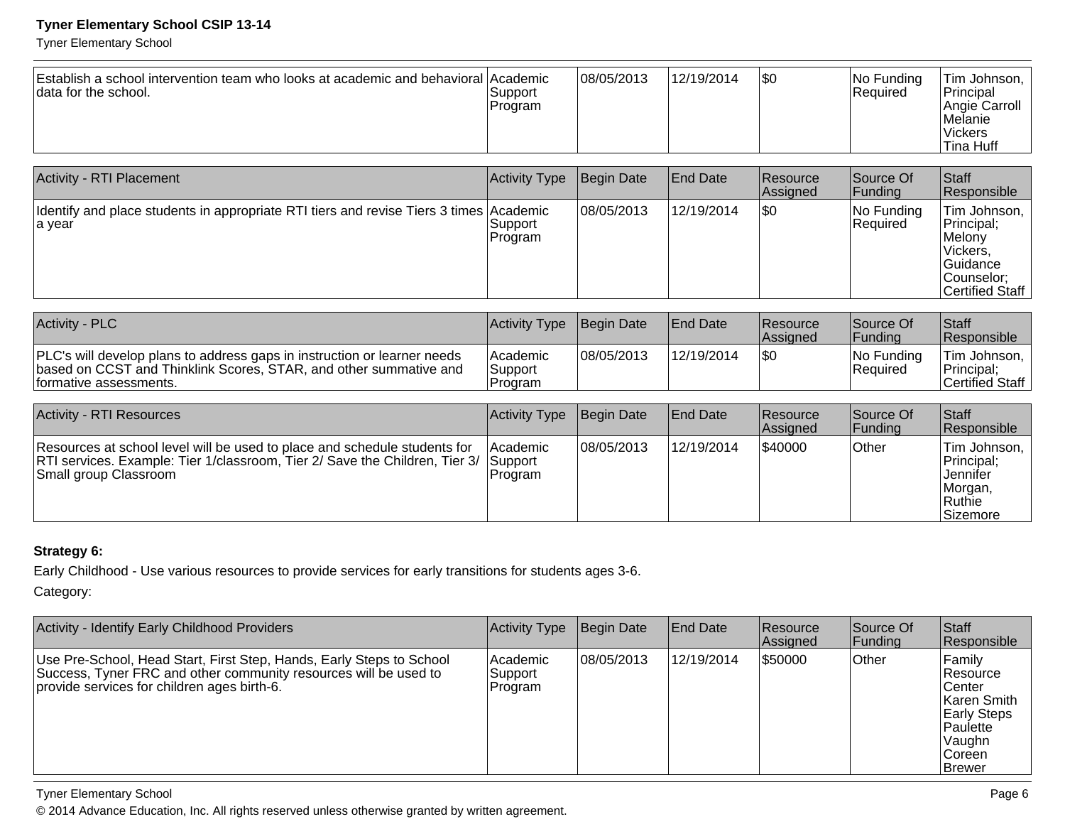| | | | | | | |
|---|---|---|---|---|---|---|
| Establish a school intervention team who looks at academic and behavioral data for the school. | Academic Support Program | 08/05/2013 | 12/19/2014 | $0 | No Funding Required | Tim Johnson, Principal Angie Carroll Melanie Vickers Tina Huff |

| Activity - RTI Placement | Activity Type | Begin Date | End Date | Resource Assigned | Source Of Funding | Staff Responsible |
|---|---|---|---|---|---|---|
| Identify and place students in appropriate RTI tiers and revise Tiers 3 times a year | Academic Support Program | 08/05/2013 | 12/19/2014 | $0 | No Funding Required | Tim Johnson, Principal; Melony Vickers, Guidance Counselor; Certified Staff |

| Activity - PLC | Activity Type | Begin Date | End Date | Resource Assigned | Source Of Funding | Staff Responsible |
|---|---|---|---|---|---|---|
| PLC's will develop plans to address gaps in instruction or learner needs based on CCST and Thinklink Scores, STAR, and other summative and formative assessments. | Academic Support Program | 08/05/2013 | 12/19/2014 | $0 | No Funding Required | Tim Johnson, Principal; Certified Staff |

| Activity - RTI Resources | Activity Type | Begin Date | End Date | Resource Assigned | Source Of Funding | Staff Responsible |
|---|---|---|---|---|---|---|
| Resources at school level will be used to place and schedule students for RTI services. Example: Tier 1/classroom, Tier 2/ Save the Children, Tier 3/ Small group Classroom | Academic Support Program | 08/05/2013 | 12/19/2014 | $40000 | Other | Tim Johnson, Principal; Jennifer Morgan, Ruthie Sizemore |

**Strategy 6:**

Early Childhood - Use various resources to provide services for early transitions for students ages 3-6.

Category:

| Activity - Identify Early Childhood Providers | Activity Type | Begin Date | End Date | Resource Assigned | Source Of Funding | Staff Responsible |
|---|---|---|---|---|---|---|
| Use Pre-School, Head Start, First Step, Hands, Early Steps to School Success, Tyner FRC and other community resources will be used to provide services for children ages birth-6. | Academic Support Program | 08/05/2013 | 12/19/2014 | $50000 | Other | Family Resource Center Karen Smith Early Steps Paulette Vaughn Coreen Brewer |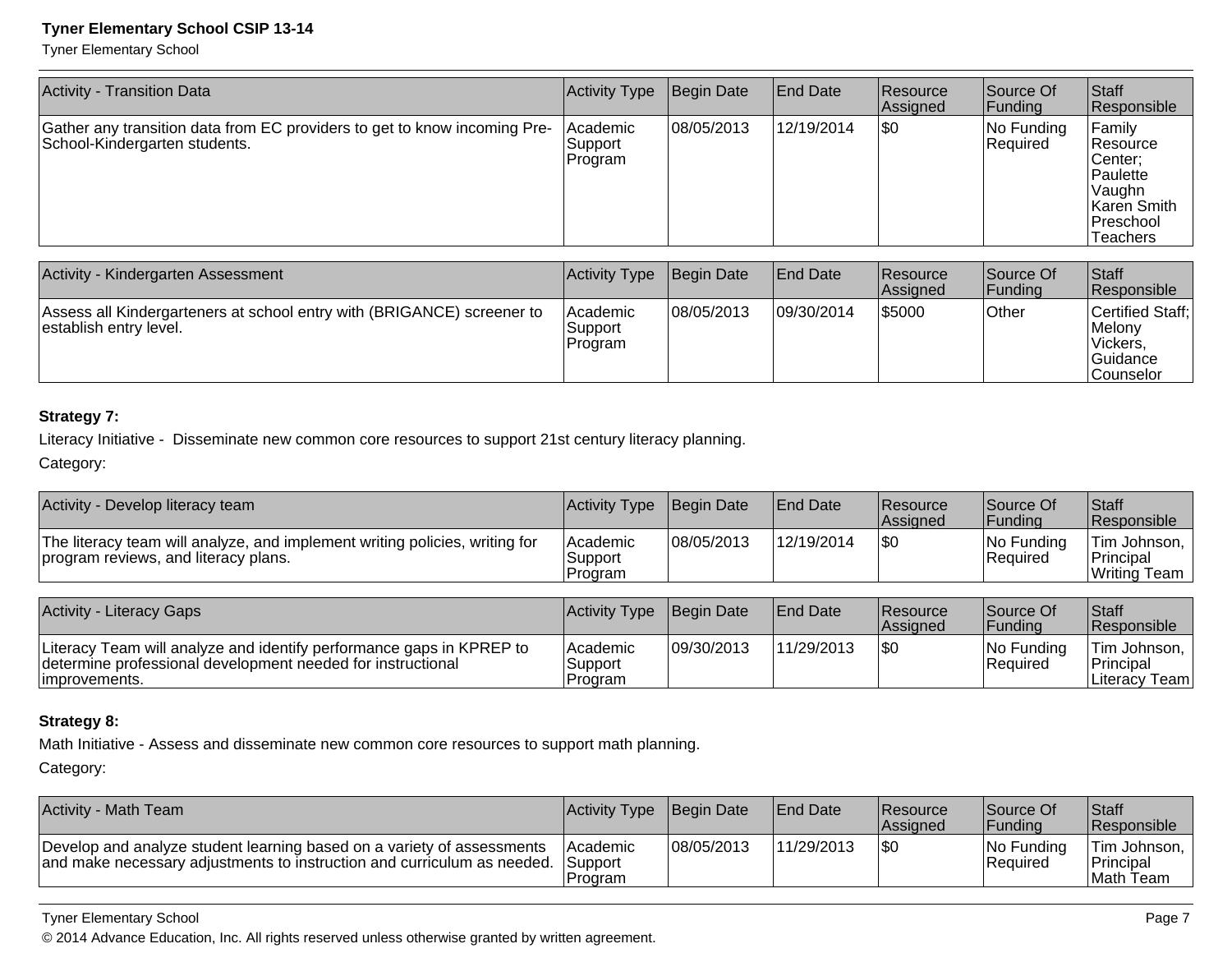| Activity - Transition Data | Activity Type | Begin Date | End Date | Resource Assigned | Source Of Funding | Staff Responsible |
| --- | --- | --- | --- | --- | --- | --- |
| Gather any transition data from EC providers to get to know incoming Pre-School-Kindergarten students. | Academic Support Program | 08/05/2013 | 12/19/2014 | $0 | No Funding Required | Family Resource Center; Paulette Vaughn Karen Smith Preschool Teachers |

| Activity - Kindergarten Assessment | Activity Type | Begin Date | End Date | Resource Assigned | Source Of Funding | Staff Responsible |
| --- | --- | --- | --- | --- | --- | --- |
| Assess all Kindergarteners at school entry with (BRIGANCE) screener to establish entry level. | Academic Support Program | 08/05/2013 | 09/30/2014 | $5000 | Other | Certified Staff; Melony Vickers, Guidance Counselor |

**Strategy 7:**

Literacy Initiative - Disseminate new common core resources to support 21st century literacy planning.

Category:

| Activity - Develop literacy team | Activity Type | Begin Date | End Date | Resource Assigned | Source Of Funding | Staff Responsible |
| --- | --- | --- | --- | --- | --- | --- |
| The literacy team will analyze, and implement writing policies, writing for program reviews, and literacy plans. | Academic Support Program | 08/05/2013 | 12/19/2014 | $0 | No Funding Required | Tim Johnson, Principal Writing Team |

| Activity - Literacy Gaps | Activity Type | Begin Date | End Date | Resource Assigned | Source Of Funding | Staff Responsible |
| --- | --- | --- | --- | --- | --- | --- |
| Literacy Team will analyze and identify performance gaps in KPREP to determine professional development needed for instructional improvements. | Academic Support Program | 09/30/2013 | 11/29/2013 | $0 | No Funding Required | Tim Johnson, Principal Literacy Team |

**Strategy 8:**

Math Initiative - Assess and disseminate new common core resources to support math planning.

Category:

| Activity - Math Team | Activity Type | Begin Date | End Date | Resource Assigned | Source Of Funding | Staff Responsible |
| --- | --- | --- | --- | --- | --- | --- |
| Develop and analyze student learning based on a variety of assessments and make necessary adjustments to instruction and curriculum as needed. | Academic Support Program | 08/05/2013 | 11/29/2013 | $0 | No Funding Required | Tim Johnson, Principal Math Team |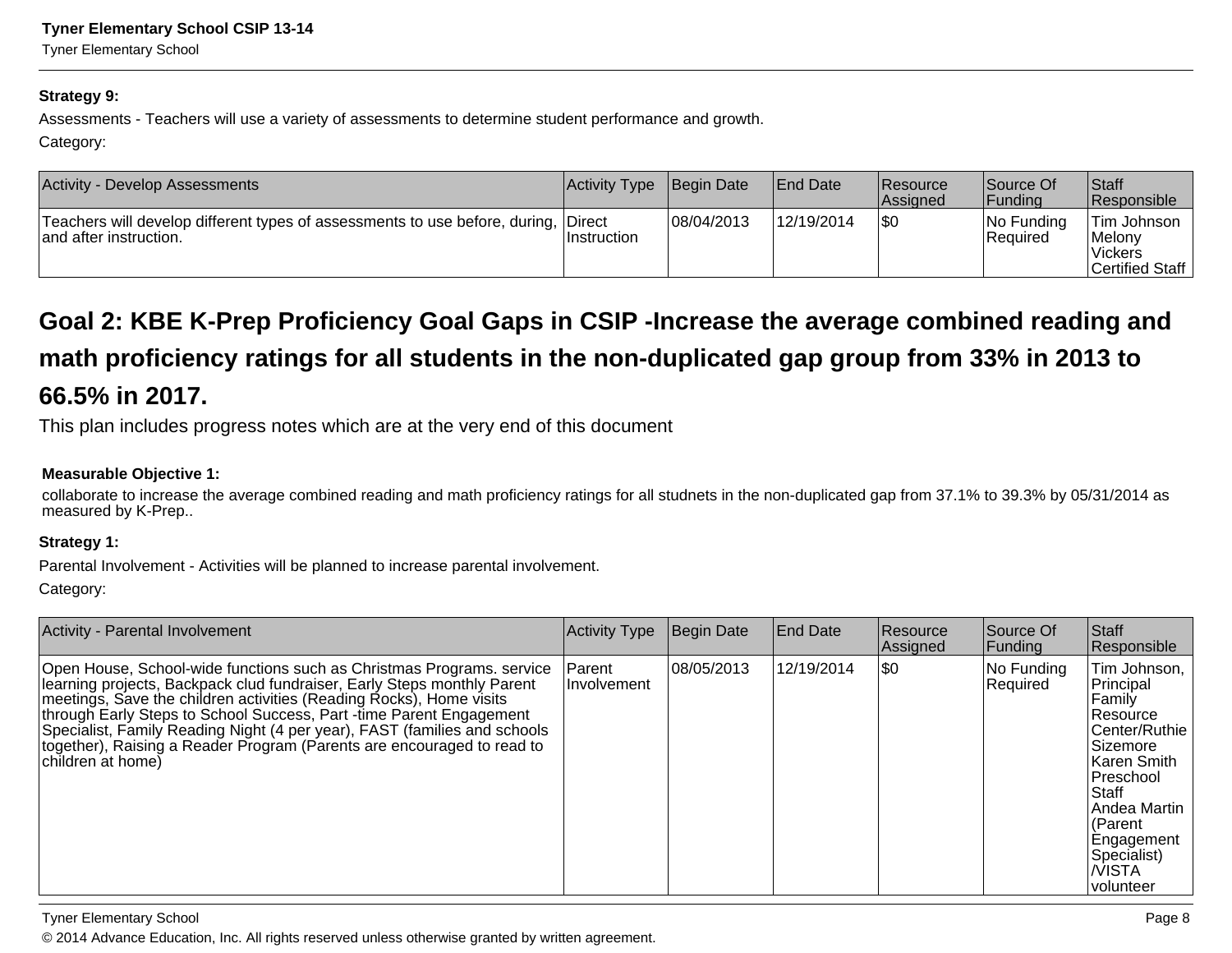**Strategy 9:**

Assessments - Teachers will use a variety of assessments to determine student performance and growth.

Category:

| Activity - Develop Assessments | Activity Type | Begin Date | End Date | Resource Assigned | Source Of Funding | Staff Responsible |
|---|---|---|---|---|---|---|
| Teachers will develop different types of assessments to use before, during, and after instruction. | Direct Instruction | 08/04/2013 | 12/19/2014 | $0 | No Funding Required | Tim Johnson Melony Vickers Certified Staff |

## Goal 2: KBE K-Prep Proficiency Goal Gaps in CSIP -Increase the average combined reading and math proficiency ratings for all students in the non-duplicated gap group from 33% in 2013 to 66.5% in 2017.

This plan includes progress notes which are at the very end of this document

**Measurable Objective 1:**

collaborate to increase the average combined reading and math proficiency ratings for all studnets in the non-duplicated gap from 37.1% to 39.3% by 05/31/2014 as measured by K-Prep..

**Strategy 1:**

Parental Involvement - Activities will be planned to increase parental involvement.

Category:

| Activity - Parental Involvement | Activity Type | Begin Date | End Date | Resource Assigned | Source Of Funding | Staff Responsible |
|---|---|---|---|---|---|---|
| Open House, School-wide functions such as Christmas Programs. service learning projects, Backpack clud fundraiser, Early Steps monthly Parent meetings, Save the children activities (Reading Rocks), Home visits through Early Steps to School Success, Part -time Parent Engagement Specialist, Family Reading Night (4 per year), FAST (families and schools together), Raising a Reader Program (Parents are encouraged to read to children at home) | Parent Involvement | 08/05/2013 | 12/19/2014 | $0 | No Funding Required | Tim Johnson, Principal Family Resource Center/Ruthie Sizemore Karen Smith Preschool Staff Andea Martin (Parent Engagement Specialist) /VISTA volunteer |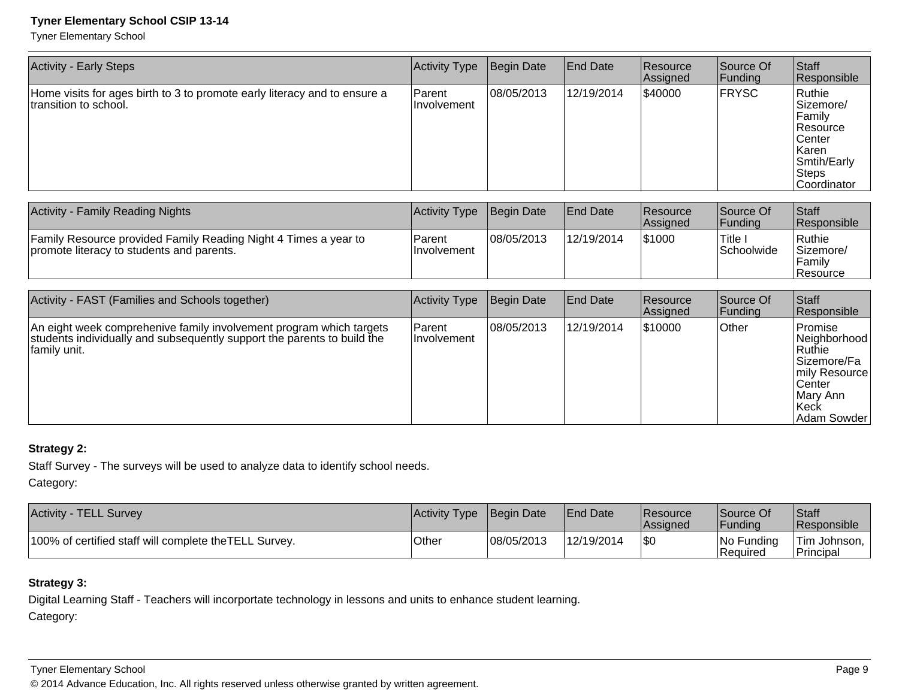| Activity - Early Steps | Activity Type | Begin Date | End Date | Resource Assigned | Source Of Funding | Staff Responsible |
|---|---|---|---|---|---|---|
| Home visits for ages birth to 3 to promote early literacy and to ensure a transition to school. | Parent Involvement | 08/05/2013 | 12/19/2014 | $40000 | FRYSC | Ruthie Sizemore/ Family Resource Center Karen Smtih/Early Steps Coordinator |

| Activity - Family Reading Nights | Activity Type | Begin Date | End Date | Resource Assigned | Source Of Funding | Staff Responsible |
|---|---|---|---|---|---|---|
| Family Resource provided Family Reading Night 4 Times a year to promote literacy to students and parents. | Parent Involvement | 08/05/2013 | 12/19/2014 | $1000 | Title I Schoolwide | Ruthie Sizemore/ Family Resource |

| Activity - FAST (Families and Schools together) | Activity Type | Begin Date | End Date | Resource Assigned | Source Of Funding | Staff Responsible |
|---|---|---|---|---|---|---|
| An eight week comprehenive family involvement program which targets students individually and subsequently support the parents to build the family unit. | Parent Involvement | 08/05/2013 | 12/19/2014 | $10000 | Other | Promise Neighborhood Ruthie Sizemore/Family Resource Center Mary Ann Keck Adam Sowder |

**Strategy 2:**

Staff Survey - The surveys will be used to analyze data to identify school needs.

Category:

| Activity - TELL Survey | Activity Type | Begin Date | End Date | Resource Assigned | Source Of Funding | Staff Responsible |
|---|---|---|---|---|---|---|
| 100% of certified staff will complete theTELL Survey. | Other | 08/05/2013 | 12/19/2014 | $0 | No Funding Required | Tim Johnson, Principal |

**Strategy 3:**

Digital Learning Staff - Teachers will incorportate technology in lessons and units to enhance student learning.

Category: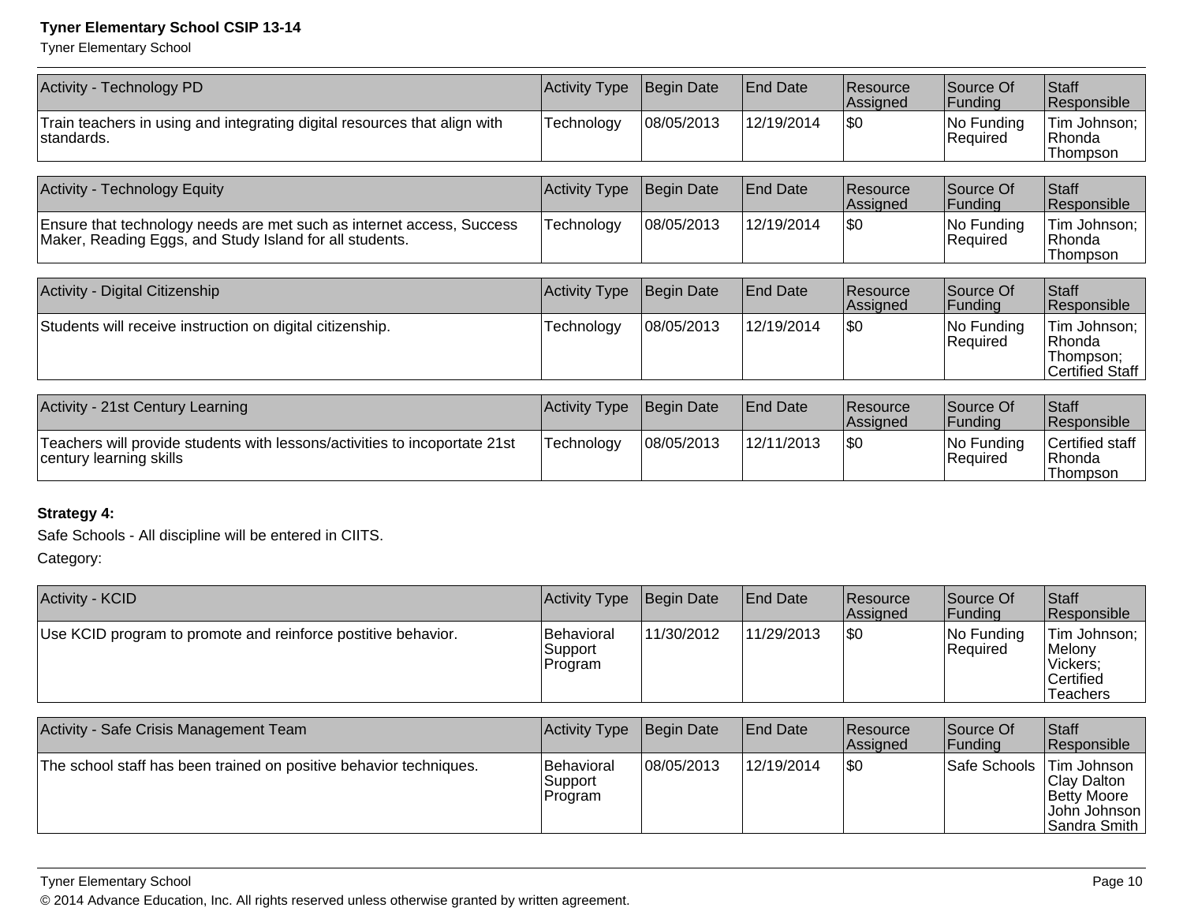| Activity - Technology PD | Activity Type | Begin Date | End Date | Resource Assigned | Source Of Funding | Staff Responsible |
|---|---|---|---|---|---|---|
| Train teachers in using and integrating digital resources that align with standards. | Technology | 08/05/2013 | 12/19/2014 | $0 | No Funding Required | Tim Johnson; Rhonda Thompson |

| Activity - Technology Equity | Activity Type | Begin Date | End Date | Resource Assigned | Source Of Funding | Staff Responsible |
|---|---|---|---|---|---|---|
| Ensure that technology needs are met such as internet access, Success Maker, Reading Eggs, and Study Island for all students. | Technology | 08/05/2013 | 12/19/2014 | $0 | No Funding Required | Tim Johnson; Rhonda Thompson |

| Activity - Digital Citizenship | Activity Type | Begin Date | End Date | Resource Assigned | Source Of Funding | Staff Responsible |
|---|---|---|---|---|---|---|
| Students will receive instruction on digital citizenship. | Technology | 08/05/2013 | 12/19/2014 | $0 | No Funding Required | Tim Johnson; Rhonda Thompson; Certified Staff |

| Activity - 21st Century Learning | Activity Type | Begin Date | End Date | Resource Assigned | Source Of Funding | Staff Responsible |
|---|---|---|---|---|---|---|
| Teachers will provide students with lessons/activities to incoportate 21st century learning skills | Technology | 08/05/2013 | 12/11/2013 | $0 | No Funding Required | Certified staff Rhonda Thompson |

**Strategy 4:**

Safe Schools - All discipline will be entered in CIITS.

Category:

| Activity - KCID | Activity Type | Begin Date | End Date | Resource Assigned | Source Of Funding | Staff Responsible |
|---|---|---|---|---|---|---|
| Use KCID program to promote and reinforce postitive behavior. | Behavioral Support Program | 11/30/2012 | 11/29/2013 | $0 | No Funding Required | Tim Johnson; Melony Vickers; Certified Teachers |

| Activity - Safe Crisis Management Team | Activity Type | Begin Date | End Date | Resource Assigned | Source Of Funding | Staff Responsible |
|---|---|---|---|---|---|---|
| The school staff has been trained on positive behavior techniques. | Behavioral Support Program | 08/05/2013 | 12/19/2014 | $0 | Safe Schools | Tim Johnson Clay Dalton Betty Moore John Johnson Sandra Smith |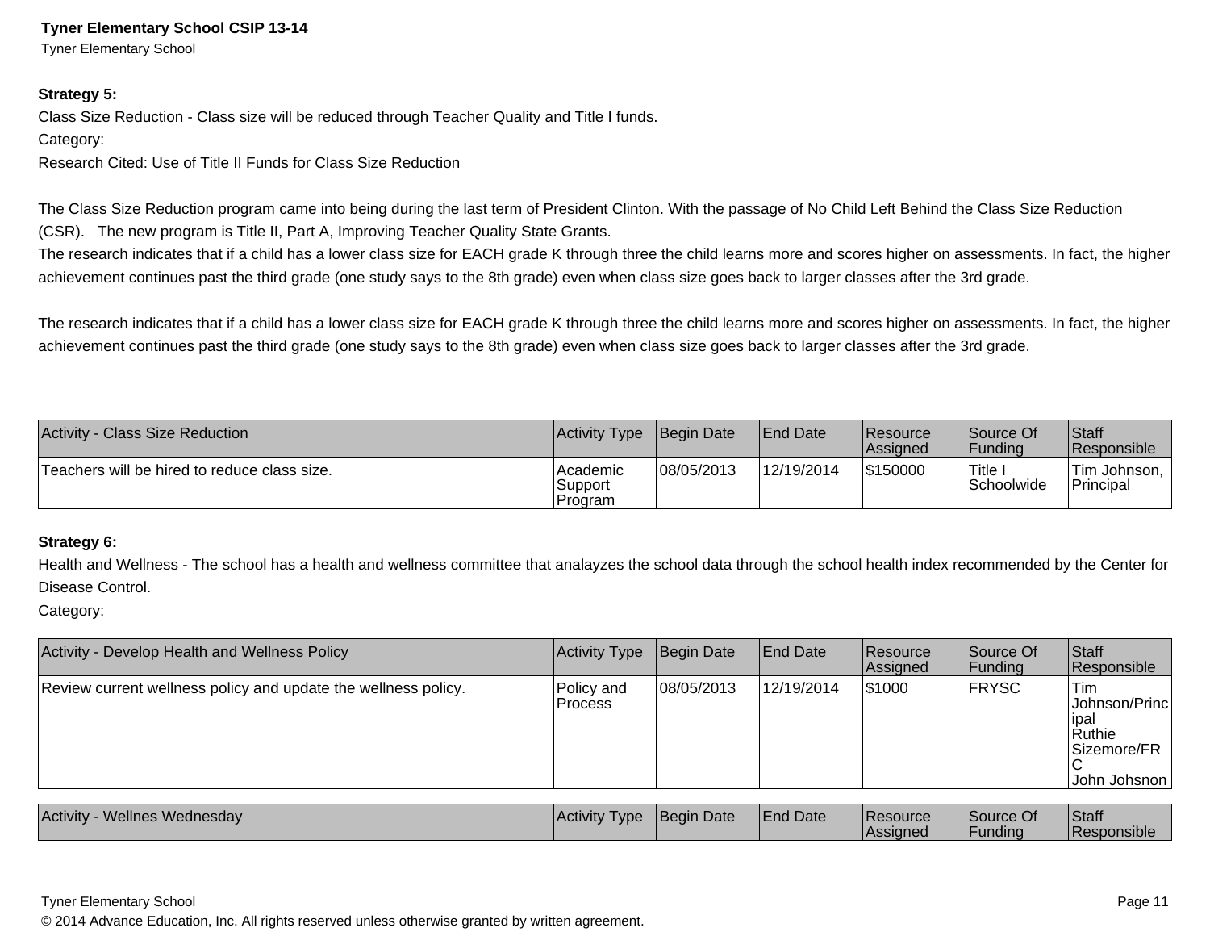**Strategy 5:**

Class Size Reduction - Class size will be reduced through Teacher Quality and Title I funds.

Category:

Research Cited: Use of Title II Funds for Class Size Reduction

The Class Size Reduction program came into being during the last term of President Clinton. With the passage of No Child Left Behind the Class Size Reduction (CSR). The new program is Title II, Part A, Improving Teacher Quality State Grants.
The research indicates that if a child has a lower class size for EACH grade K through three the child learns more and scores higher on assessments. In fact, the higher achievement continues past the third grade (one study says to the 8th grade) even when class size goes back to larger classes after the 3rd grade.

The research indicates that if a child has a lower class size for EACH grade K through three the child learns more and scores higher on assessments. In fact, the higher achievement continues past the third grade (one study says to the 8th grade) even when class size goes back to larger classes after the 3rd grade.

| Activity - Class Size Reduction | Activity Type | Begin Date | End Date | Resource Assigned | Source Of Funding | Staff Responsible |
|---|---|---|---|---|---|---|
| Teachers will be hired to reduce class size. | Academic Support Program | 08/05/2013 | 12/19/2014 | $150000 | Title I Schoolwide | Tim Johnson, Principal |

**Strategy 6:**

Health and Wellness - The school has a health and wellness committee that analayzes the school data through the school health index recommended by the Center for Disease Control.

Category:

| Activity - Develop Health and Wellness Policy | Activity Type | Begin Date | End Date | Resource Assigned | Source Of Funding | Staff Responsible |
|---|---|---|---|---|---|---|
| Review current wellness policy and update the wellness policy. | Policy and Process | 08/05/2013 | 12/19/2014 | $1000 | FRYSC | Tim Johnson/Principal Ruthie Sizemore/FRC John Johsnon |

| Activity - Wellnes Wednesday | Activity Type | Begin Date | End Date | Resource Assigned | Source Of Funding | Staff Responsible |
|---|---|---|---|---|---|---|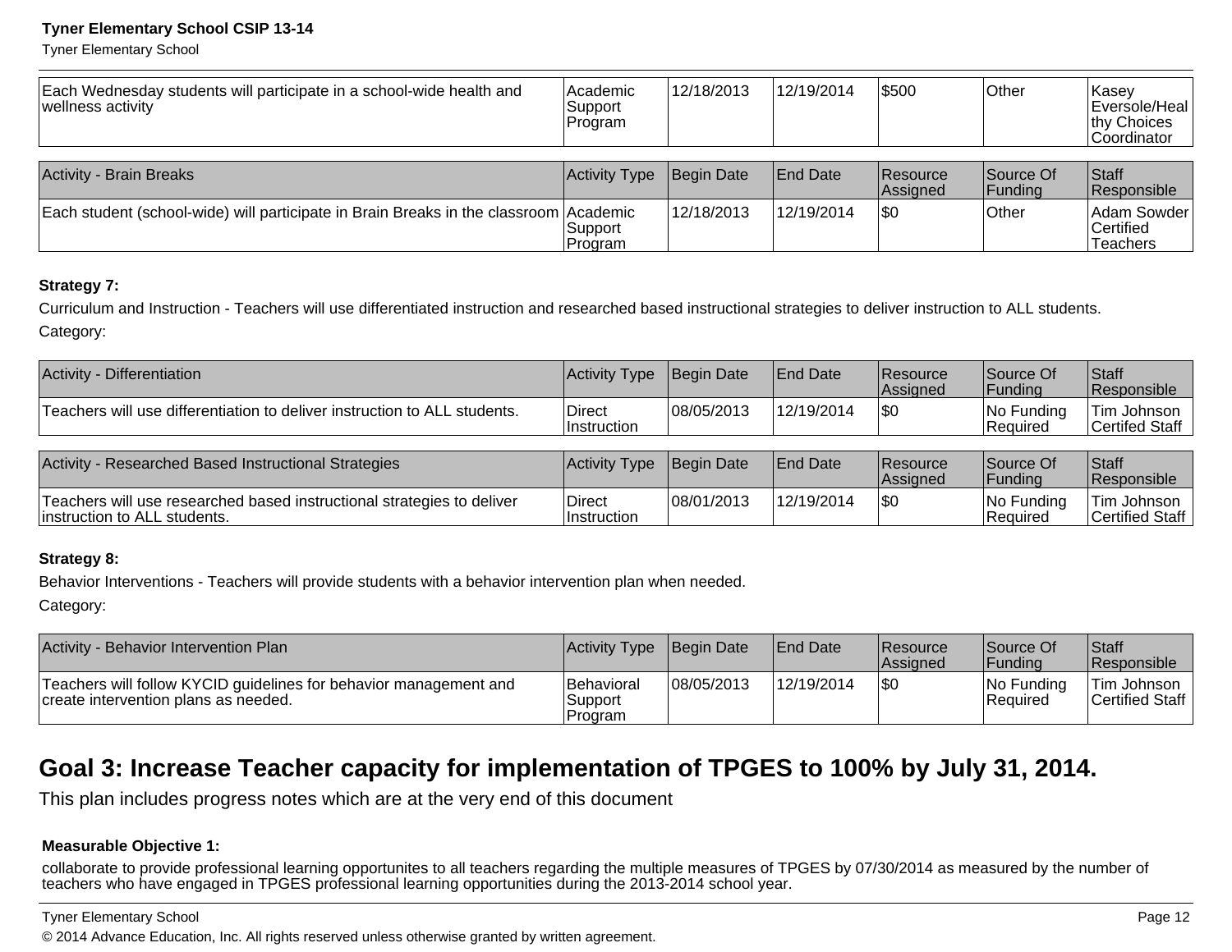| Each Wednesday students will participate in a school-wide health and wellness activity | Academic Support Program | 12/18/2013 | 12/19/2014 | $500 | Other | Kasey Eversole/Healthy Choices Coordinator |
|---|---|---|---|---|---|---|

| Activity - Brain Breaks | Activity Type | Begin Date | End Date | Resource Assigned | Source Of Funding | Staff Responsible |
|---|---|---|---|---|---|---|
| Each student (school-wide) will participate in Brain Breaks in the classroom | Academic Support Program | 12/18/2013 | 12/19/2014 | $0 | Other | Adam Sowder Certified Teachers |

**Strategy 7:**

Curriculum and Instruction - Teachers will use differentiated instruction and researched based instructional strategies to deliver instruction to ALL students.

Category:

| Activity - Differentiation | Activity Type | Begin Date | End Date | Resource Assigned | Source Of Funding | Staff Responsible |
|---|---|---|---|---|---|---|
| Teachers will use differentiation to deliver instruction to ALL students. | Direct Instruction | 08/05/2013 | 12/19/2014 | $0 | No Funding Required | Tim Johnson Certifed Staff |

| Activity - Researched Based Instructional Strategies | Activity Type | Begin Date | End Date | Resource Assigned | Source Of Funding | Staff Responsible |
|---|---|---|---|---|---|---|
| Teachers will use researched based instructional strategies to deliver instruction to ALL students. | Direct Instruction | 08/01/2013 | 12/19/2014 | $0 | No Funding Required | Tim Johnson Certified Staff |

**Strategy 8:**

Behavior Interventions - Teachers will provide students with a behavior intervention plan when needed.

Category:

| Activity - Behavior Intervention Plan | Activity Type | Begin Date | End Date | Resource Assigned | Source Of Funding | Staff Responsible |
|---|---|---|---|---|---|---|
| Teachers will follow KYCID guidelines for behavior management and create intervention plans as needed. | Behavioral Support Program | 08/05/2013 | 12/19/2014 | $0 | No Funding Required | Tim Johnson Certified Staff |

## Goal 3: Increase Teacher capacity for implementation of TPGES to 100% by July 31, 2014.

This plan includes progress notes which are at the very end of this document

**Measurable Objective 1:**

collaborate to provide professional learning opportunites to all teachers regarding the multiple measures of TPGES by 07/30/2014 as measured by the number of teachers who have engaged in TPGES professional learning opportunities during the 2013-2014 school year.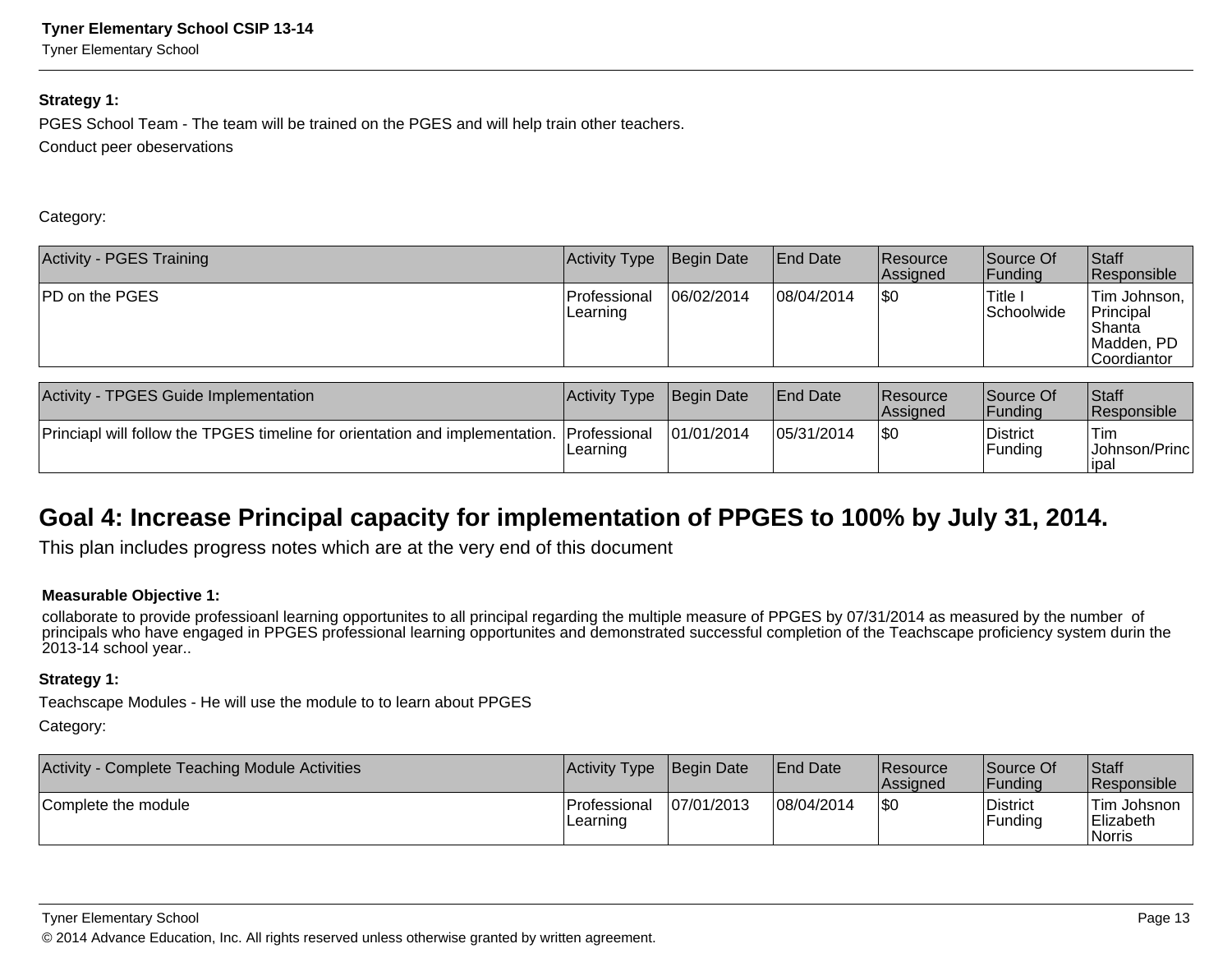**Strategy 1:**

PGES School Team - The team will be trained on the PGES and will help train other teachers.
Conduct peer obeservations

Category:

| Activity - PGES Training | Activity Type | Begin Date | End Date | Resource Assigned | Source Of Funding | Staff Responsible |
|---|---|---|---|---|---|---|
| PD on the PGES | Professional Learning | 06/02/2014 | 08/04/2014 | $0 | Title I Schoolwide | Tim Johnson, Principal Shanta Madden, PD Coordiantor |

| Activity - TPGES Guide Implementation | Activity Type | Begin Date | End Date | Resource Assigned | Source Of Funding | Staff Responsible |
|---|---|---|---|---|---|---|
| Princiapl will follow the TPGES timeline for orientation and implementation. | Professional Learning | 01/01/2014 | 05/31/2014 | $0 | District Funding | Tim Johnson/Principal |

## Goal 4: Increase Principal capacity for implementation of PPGES to 100% by July 31, 2014.

This plan includes progress notes which are at the very end of this document

**Measurable Objective 1:**

collaborate to provide professioanl learning opportunites to all principal regarding the multiple measure of PPGES by 07/31/2014 as measured by the number of principals who have engaged in PPGES professional learning opportunites and demonstrated successful completion of the Teachscape proficiency system durin the 2013-14 school year..

**Strategy 1:**

Teachscape Modules - He will use the module to to learn about PPGES

Category:

| Activity - Complete Teaching Module Activities | Activity Type | Begin Date | End Date | Resource Assigned | Source Of Funding | Staff Responsible |
|---|---|---|---|---|---|---|
| Complete the module | Professional Learning | 07/01/2013 | 08/04/2014 | $0 | District Funding | Tim Johsnon Elizabeth Norris |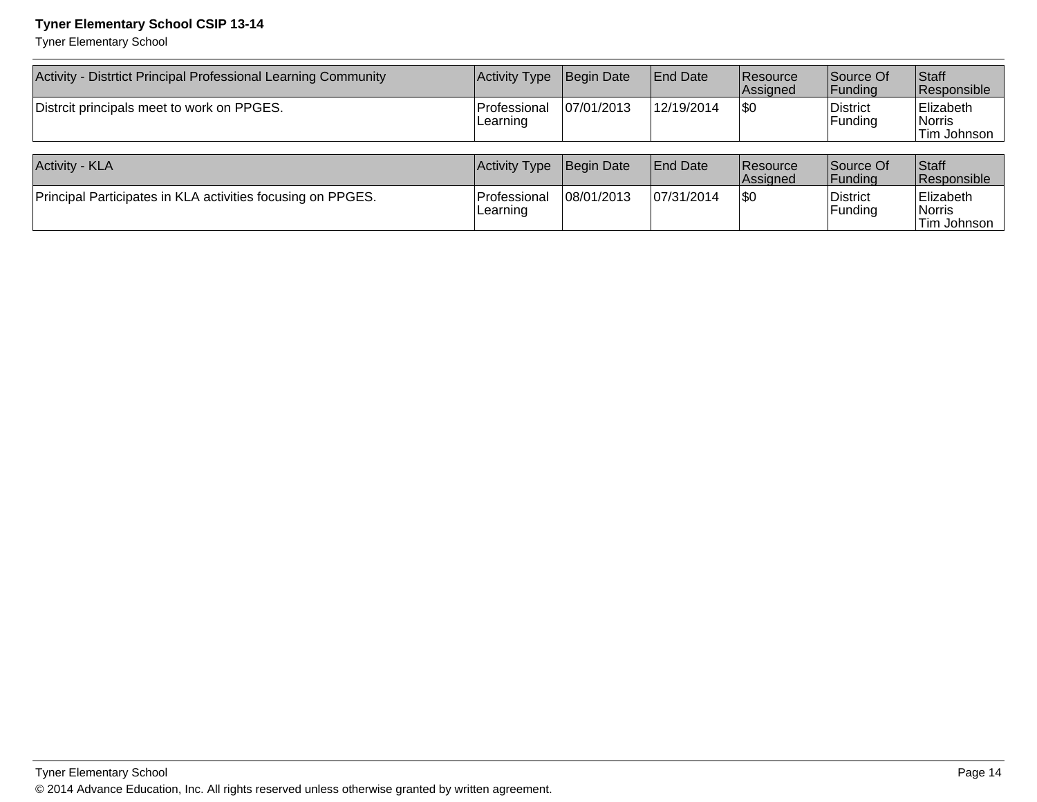| Activity - Distrtict Principal Professional Learning Community | Activity Type | Begin Date | End Date | Resource Assigned | Source Of Funding | Staff Responsible |
|---|---|---|---|---|---|---|
| Distrcit principals meet to work on PPGES. | Professional Learning | 07/01/2013 | 12/19/2014 | $0 | District Funding | Elizabeth Norris Tim Johnson |

| Activity - KLA | Activity Type | Begin Date | End Date | Resource Assigned | Source Of Funding | Staff Responsible |
|---|---|---|---|---|---|---|
| Principal Participates in KLA activities focusing on PPGES. | Professional Learning | 08/01/2013 | 07/31/2014 | $0 | District Funding | Elizabeth Norris Tim Johnson |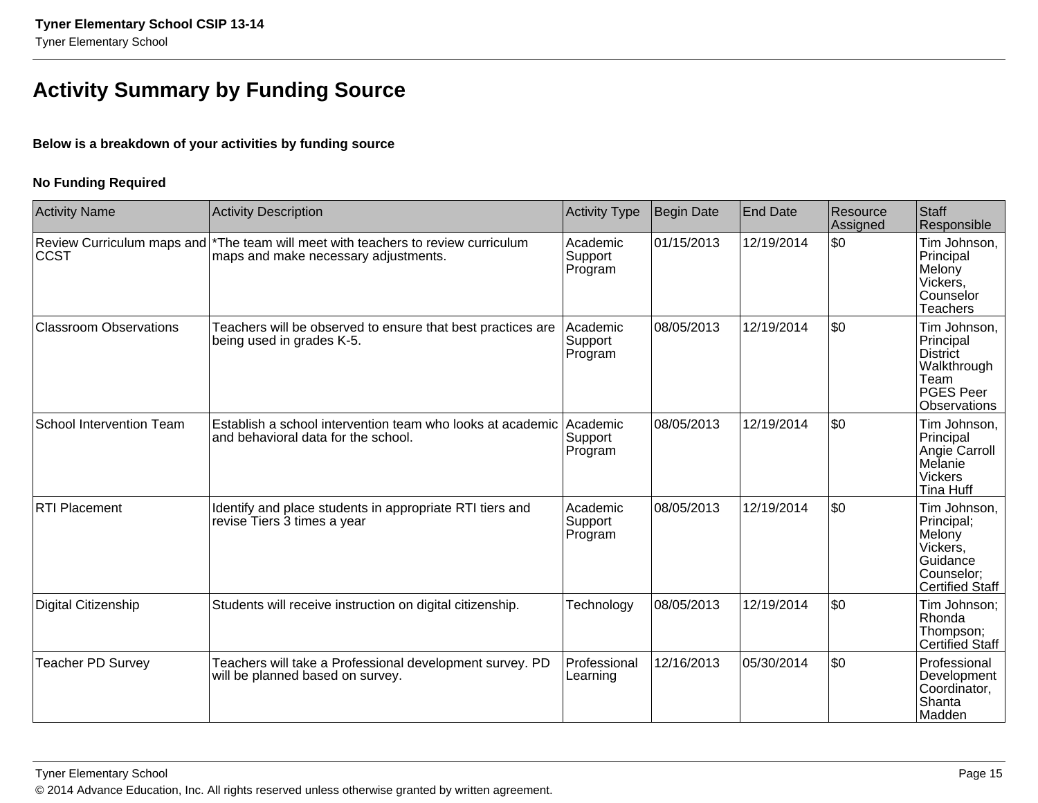## Activity Summary by Funding Source

**Below is a breakdown of your activities by funding source**

**No Funding Required**

| Activity Name | Activity Description | Activity Type | Begin Date | End Date | Resource Assigned | Staff Responsible |
|---|---|---|---|---|---|---|
| Review Curriculum maps and CCST | *The team will meet with teachers to review curriculum maps and make necessary adjustments. | Academic Support Program | 01/15/2013 | 12/19/2014 | $0 | Tim Johnson, Principal Melony Vickers, Counselor Teachers |
| Classroom Observations | Teachers will be observed to ensure that best practices are being used in grades K-5. | Academic Support Program | 08/05/2013 | 12/19/2014 | $0 | Tim Johnson, Principal District Walkthrough Team PGES Peer Observations |
| School Intervention Team | Establish a school intervention team who looks at academic and behavioral data for the school. | Academic Support Program | 08/05/2013 | 12/19/2014 | $0 | Tim Johnson, Principal Angie Carroll Melanie Vickers Tina Huff |
| RTI Placement | Identify and place students in appropriate RTI tiers and revise Tiers 3 times a year | Academic Support Program | 08/05/2013 | 12/19/2014 | $0 | Tim Johnson, Principal; Melony Vickers, Guidance Counselor; Certified Staff |
| Digital Citizenship | Students will receive instruction on digital citizenship. | Technology | 08/05/2013 | 12/19/2014 | $0 | Tim Johnson; Rhonda Thompson; Certified Staff |
| Teacher PD Survey | Teachers will take a Professional development survey. PD will be planned based on survey. | Professional Learning | 12/16/2013 | 05/30/2014 | $0 | Professional Development Coordinator, Shanta Madden |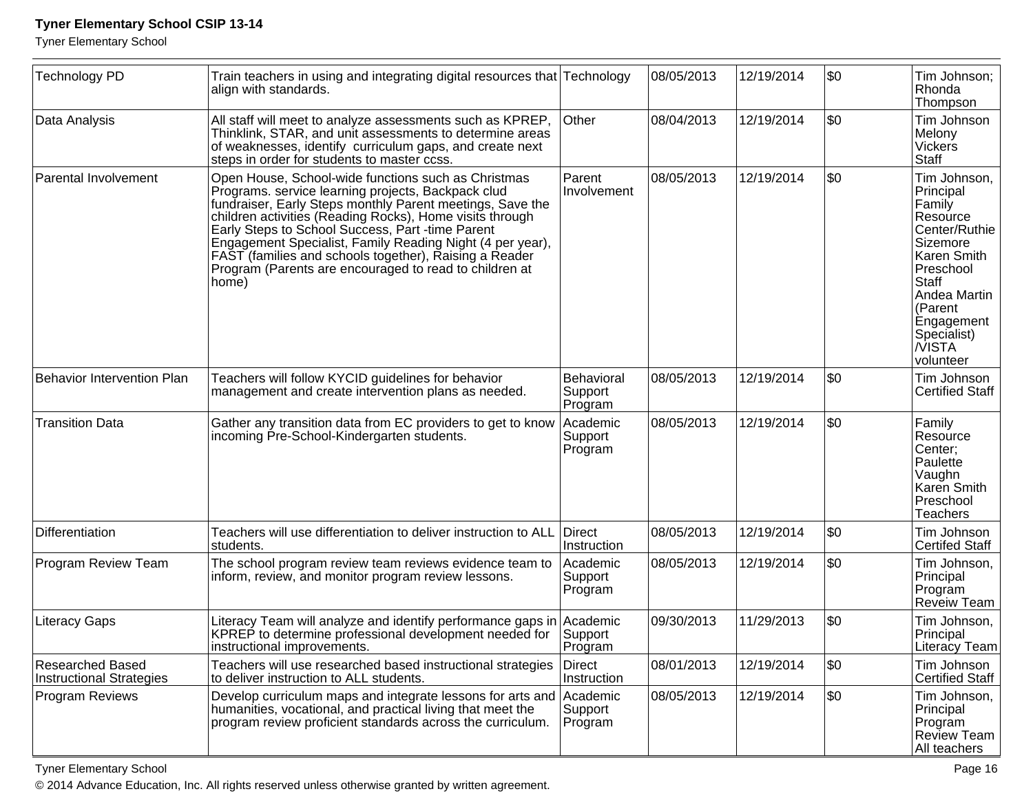| | | | | | | |
|---|---|---|---|---|---|---|
| Technology PD | Train teachers in using and integrating digital resources that align with standards. | Technology | 08/05/2013 | 12/19/2014 | $0 | Tim Johnson; Rhonda Thompson |
| Data Analysis | All staff will meet to analyze assessments such as KPREP, Thinklink, STAR, and unit assessments to determine areas of weaknesses, identify curriculum gaps, and create next steps in order for students to master ccss. | Other | 08/04/2013 | 12/19/2014 | $0 | Tim Johnson Melony Vickers Staff |
| Parental Involvement | Open House, School-wide functions such as Christmas Programs. service learning projects, Backpack clud fundraiser, Early Steps monthly Parent meetings, Save the children activities (Reading Rocks), Home visits through Early Steps to School Success, Part -time Parent Engagement Specialist, Family Reading Night (4 per year), FAST (families and schools together), Raising a Reader Program (Parents are encouraged to read to children at home) | Parent Involvement | 08/05/2013 | 12/19/2014 | $0 | Tim Johnson, Principal Family Resource Center/Ruthie Sizemore Karen Smith Preschool Staff Andea Martin (Parent Engagement Specialist) /VISTA volunteer |
| Behavior Intervention Plan | Teachers will follow KYCID guidelines for behavior management and create intervention plans as needed. | Behavioral Support Program | 08/05/2013 | 12/19/2014 | $0 | Tim Johnson Certified Staff |
| Transition Data | Gather any transition data from EC providers to get to know incoming Pre-School-Kindergarten students. | Academic Support Program | 08/05/2013 | 12/19/2014 | $0 | Family Resource Center; Paulette Vaughn Karen Smith Preschool Teachers |
| Differentiation | Teachers will use differentiation to deliver instruction to ALL students. | Direct Instruction | 08/05/2013 | 12/19/2014 | $0 | Tim Johnson Certifed Staff |
| Program Review Team | The school program review team reviews evidence team to inform, review, and monitor program review lessons. | Academic Support Program | 08/05/2013 | 12/19/2014 | $0 | Tim Johnson, Principal Program Reveiw Team |
| Literacy Gaps | Literacy Team will analyze and identify performance gaps in KPREP to determine professional development needed for instructional improvements. | Academic Support Program | 09/30/2013 | 11/29/2013 | $0 | Tim Johnson, Principal Literacy Team |
| Researched Based Instructional Strategies | Teachers will use researched based instructional strategies to deliver instruction to ALL students. | Direct Instruction | 08/01/2013 | 12/19/2014 | $0 | Tim Johnson Certified Staff |
| Program Reviews | Develop curriculum maps and integrate lessons for arts and humanities, vocational, and practical living that meet the program review proficient standards across the curriculum. | Academic Support Program | 08/05/2013 | 12/19/2014 | $0 | Tim Johnson, Principal Program Review Team All teachers |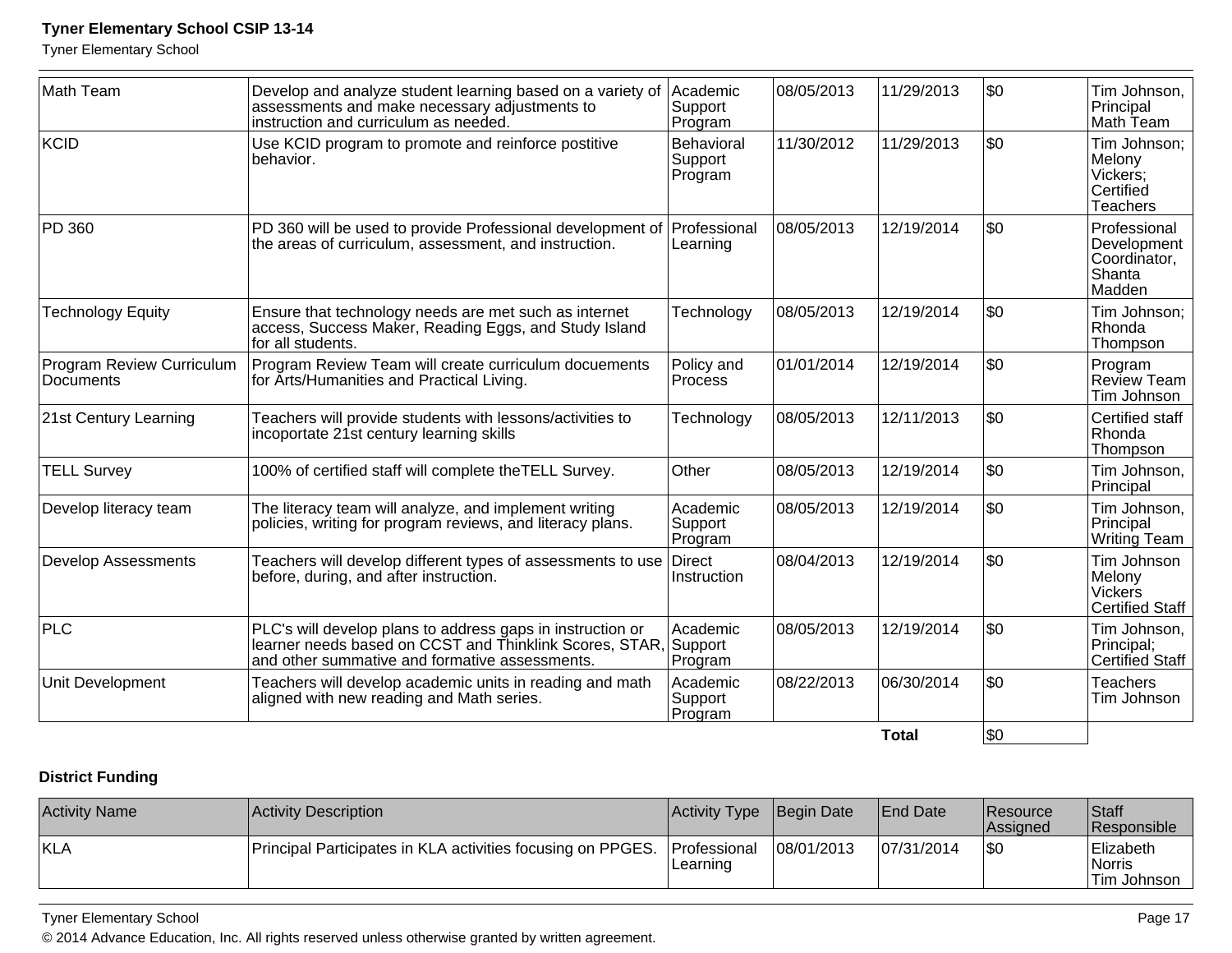| Activity Name | Activity Description | Activity Type | Begin Date | End Date | Resource Assigned | Staff Responsible |
|---|---|---|---|---|---|---|
| Math Team | Develop and analyze student learning based on a variety of assessments and make necessary adjustments to instruction and curriculum as needed. | Academic Support Program | 08/05/2013 | 11/29/2013 | $0 | Tim Johnson, Principal Math Team |
| KCID | Use KCID program to promote and reinforce postitive behavior. | Behavioral Support Program | 11/30/2012 | 11/29/2013 | $0 | Tim Johnson; Melony Vickers; Certified Teachers |
| PD 360 | PD 360 will be used to provide Professional development of the areas of curriculum, assessment, and instruction. | Professional Learning | 08/05/2013 | 12/19/2014 | $0 | Professional Development Coordinator, Shanta Madden |
| Technology Equity | Ensure that technology needs are met such as internet access, Success Maker, Reading Eggs, and Study Island for all students. | Technology | 08/05/2013 | 12/19/2014 | $0 | Tim Johnson; Rhonda Thompson |
| Program Review Curriculum Documents | Program Review Team will create curriculum docuements for Arts/Humanities and Practical Living. | Policy and Process | 01/01/2014 | 12/19/2014 | $0 | Program Review Team Tim Johnson |
| 21st Century Learning | Teachers will provide students with lessons/activities to incoportate 21st century learning skills | Technology | 08/05/2013 | 12/11/2013 | $0 | Certified staff Rhonda Thompson |
| TELL Survey | 100% of certified staff will complete theTELL Survey. | Other | 08/05/2013 | 12/19/2014 | $0 | Tim Johnson, Principal |
| Develop literacy team | The literacy team will analyze, and implement writing policies, writing for program reviews, and literacy plans. | Academic Support Program | 08/05/2013 | 12/19/2014 | $0 | Tim Johnson, Principal Writing Team |
| Develop Assessments | Teachers will develop different types of assessments to use before, during, and after instruction. | Direct Instruction | 08/04/2013 | 12/19/2014 | $0 | Tim Johnson Melony Vickers Certified Staff |
| PLC | PLC's will develop plans to address gaps in instruction or learner needs based on CCST and Thinklink Scores, STAR, and other summative and formative assessments. | Academic Support Program | 08/05/2013 | 12/19/2014 | $0 | Tim Johnson, Principal; Certified Staff |
| Unit Development | Teachers will develop academic units in reading and math aligned with new reading and Math series. | Academic Support Program | 08/22/2013 | 06/30/2014 | $0 | Teachers Tim Johnson |
| | | | | **Total** | $0 | |

**District Funding**

| Activity Name | Activity Description | Activity Type | Begin Date | End Date | Resource Assigned | Staff Responsible |
|---|---|---|---|---|---|---|
| KLA | Principal Participates in KLA activities focusing on PPGES. | Professional Learning | 08/01/2013 | 07/31/2014 | $0 | Elizabeth Norris Tim Johnson |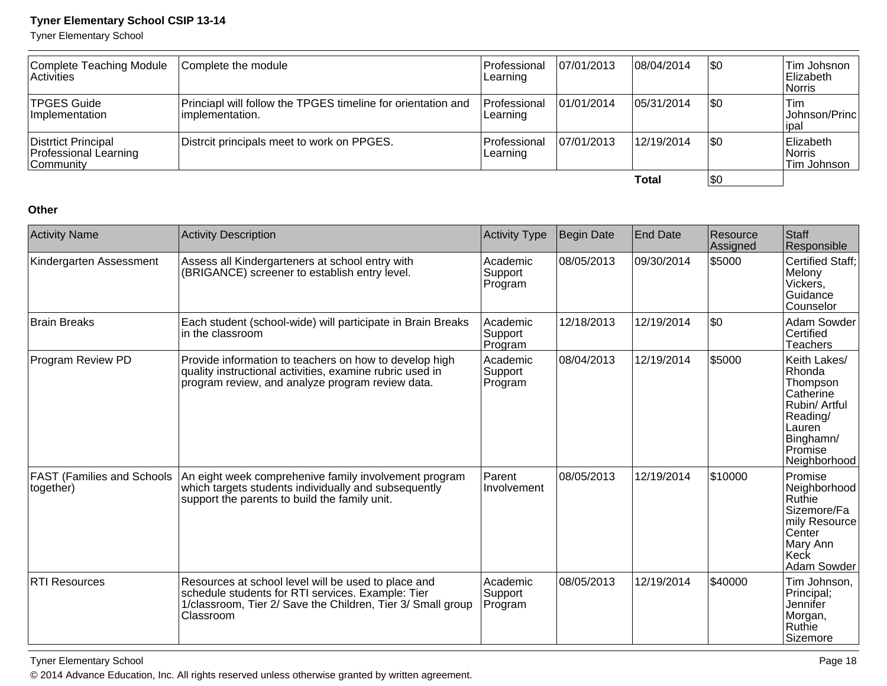| Complete Teaching Module Activities | Complete the module | Professional Learning | 07/01/2013 | 08/04/2014 | $0 | Tim Johsnon Elizabeth Norris |
|---|---|---|---|---|---|---|
| TPGES Guide Implementation | Princiapl will follow the TPGES timeline for orientation and implementation. | Professional Learning | 01/01/2014 | 05/31/2014 | $0 | Tim Johnson/Principal |
| Distrtict Principal Professional Learning Community | Distrcit principals meet to work on PPGES. | Professional Learning | 07/01/2013 | 12/19/2014 | $0 | Elizabeth Norris Tim Johnson |
| | | | | **Total** | $0 | |

**Other**

| Activity Name | Activity Description | Activity Type | Begin Date | End Date | Resource Assigned | Staff Responsible |
|---|---|---|---|---|---|---|
| Kindergarten Assessment | Assess all Kindergarteners at school entry with (BRIGANCE) screener to establish entry level. | Academic Support Program | 08/05/2013 | 09/30/2014 | $5000 | Certified Staff; Melony Vickers, Guidance Counselor |
| Brain Breaks | Each student (school-wide) will participate in Brain Breaks in the classroom | Academic Support Program | 12/18/2013 | 12/19/2014 | $0 | Adam Sowder Certified Teachers |
| Program Review PD | Provide information to teachers on how to develop high quality instructional activities, examine rubric used in program review, and analyze program review data. | Academic Support Program | 08/04/2013 | 12/19/2014 | $5000 | Keith Lakes/ Rhonda Thompson Catherine Rubin/ Artful Reading/ Lauren Binghamn/ Promise Neighborhood |
| FAST (Families and Schools together) | An eight week comprehenive family involvement program which targets students individually and subsequently support the parents to build the family unit. | Parent Involvement | 08/05/2013 | 12/19/2014 | $10000 | Promise Neighborhood Ruthie Sizemore/Family Resource Center Mary Ann Keck Adam Sowder |
| RTI Resources | Resources at school level will be used to place and schedule students for RTI services. Example: Tier 1/classroom, Tier 2/ Save the Children, Tier 3/ Small group Classroom | Academic Support Program | 08/05/2013 | 12/19/2014 | $40000 | Tim Johnson, Principal; Jennifer Morgan, Ruthie Sizemore |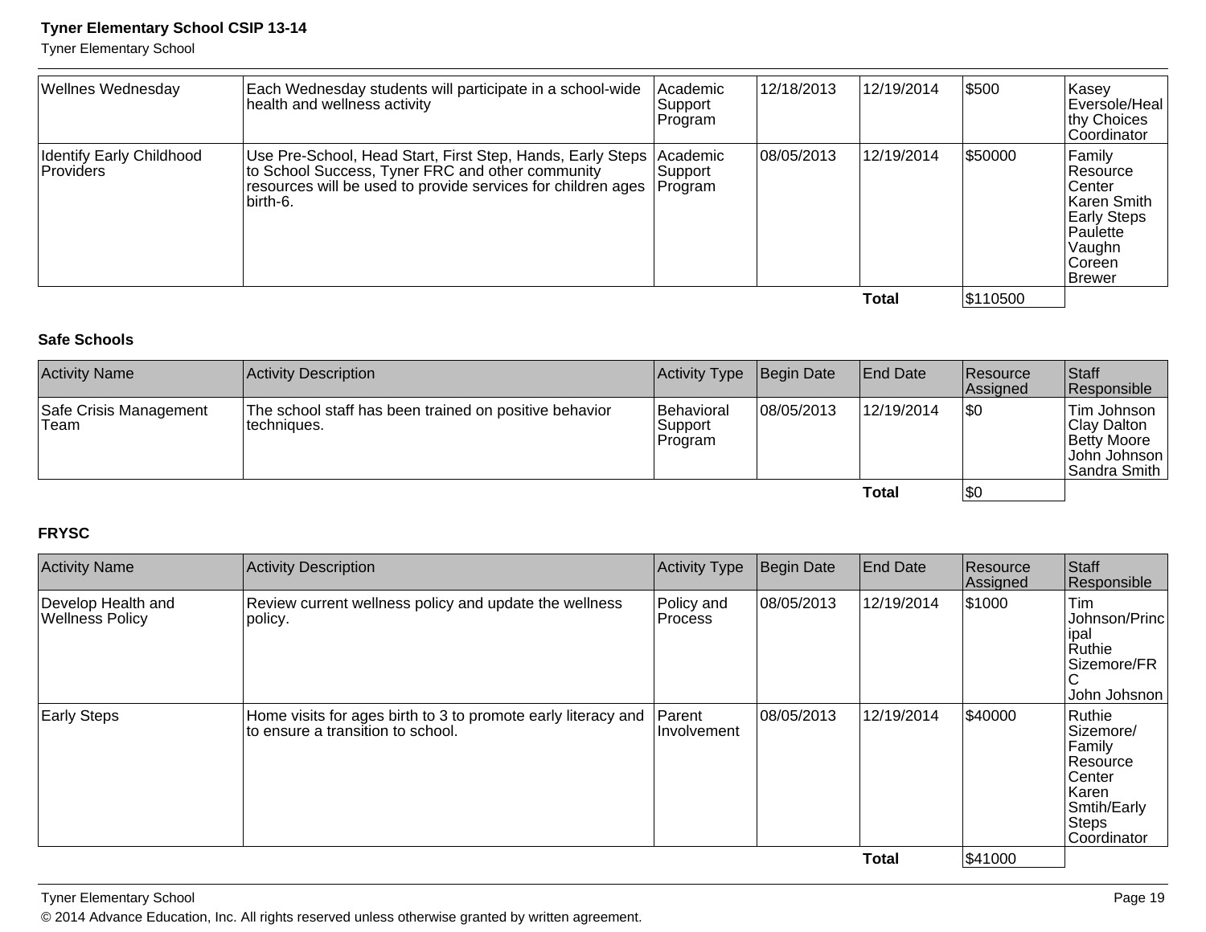| Wellnes Wednesday | Each Wednesday students will participate in a school-wide health and wellness activity | Academic Support Program | 12/18/2013 | 12/19/2014 | $500 | Kasey Eversole/Healthy Choices Coordinator |
|---|---|---|---|---|---|---|
| Identify Early Childhood Providers | Use Pre-School, Head Start, First Step, Hands, Early Steps to School Success, Tyner FRC and other community resources will be used to provide services for children ages birth-6. | Academic Support Program | 08/05/2013 | 12/19/2014 | $50000 | Family Resource Center Karen Smith Early Steps Paulette Vaughn Coreen Brewer |
| | | | | **Total** | $110500 | |

### Safe Schools

| Activity Name | Activity Description | Activity Type | Begin Date | End Date | Resource Assigned | Staff Responsible |
|---|---|---|---|---|---|---|
| Safe Crisis Management Team | The school staff has been trained on positive behavior techniques. | Behavioral Support Program | 08/05/2013 | 12/19/2014 | $0 | Tim Johnson Clay Dalton Betty Moore John Johnson Sandra Smith |
| | | | | **Total** | $0 | |

### FRYSC

| Activity Name | Activity Description | Activity Type | Begin Date | End Date | Resource Assigned | Staff Responsible |
|---|---|---|---|---|---|---|
| Develop Health and Wellness Policy | Review current wellness policy and update the wellness policy. | Policy and Process | 08/05/2013 | 12/19/2014 | $1000 | Tim Johnson/Principal Ruthie Sizemore/FRC John Johsnon |
| Early Steps | Home visits for ages birth to 3 to promote early literacy and to ensure a transition to school. | Parent Involvement | 08/05/2013 | 12/19/2014 | $40000 | Ruthie Sizemore/ Family Resource Center Karen Smtih/Early Steps Coordinator |
| | | | | **Total** | $41000 | |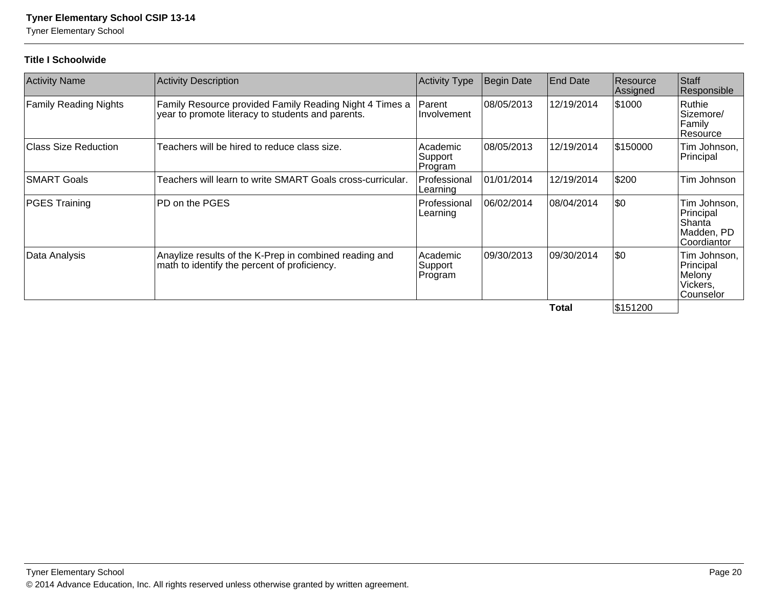### Title I Schoolwide

| Activity Name | Activity Description | Activity Type | Begin Date | End Date | Resource Assigned | Staff Responsible |
|---|---|---|---|---|---|---|
| Family Reading Nights | Family Resource provided Family Reading Night 4 Times a year to promote literacy to students and parents. | Parent Involvement | 08/05/2013 | 12/19/2014 | $1000 | Ruthie Sizemore/ Family Resource |
| Class Size Reduction | Teachers will be hired to reduce class size. | Academic Support Program | 08/05/2013 | 12/19/2014 | $150000 | Tim Johnson, Principal |
| SMART Goals | Teachers will learn to write SMART Goals cross-curricular. | Professional Learning | 01/01/2014 | 12/19/2014 | $200 | Tim Johnson |
| PGES Training | PD on the PGES | Professional Learning | 06/02/2014 | 08/04/2014 | $0 | Tim Johnson, Principal Shanta Madden, PD Coordiantor |
| Data Analysis | Anaylize results of the K-Prep in combined reading and math to identify the percent of proficiency. | Academic Support Program | 09/30/2013 | 09/30/2014 | $0 | Tim Johnson, Principal Melony Vickers, Counselor |
| | | | | **Total** | $151200 | |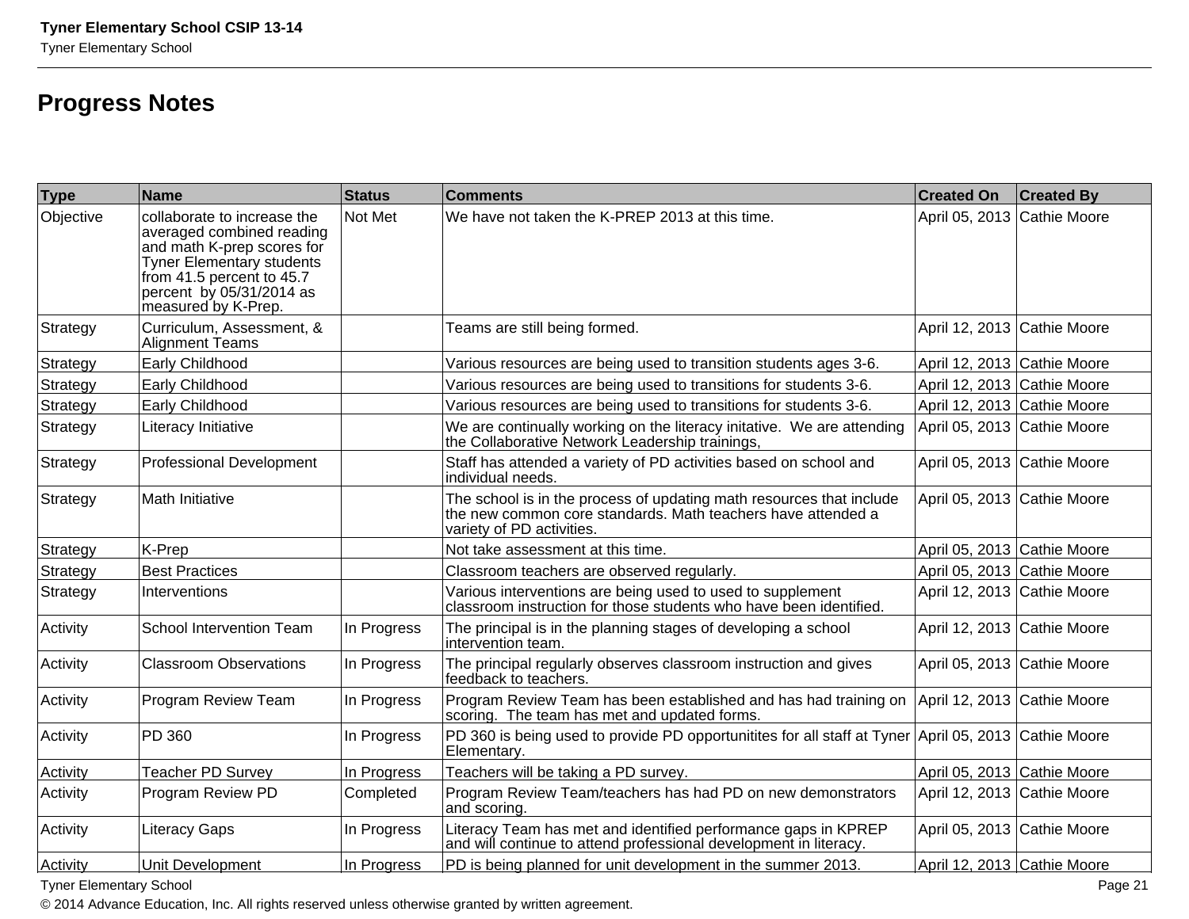## Progress Notes

| Type | Name | Status | Comments | Created On | Created By |
|---|---|---|---|---|---|
| Objective | collaborate to increase the averaged combined reading and math K-prep scores for Tyner Elementary students from 41.5 percent to 45.7 percent by 05/31/2014 as measured by K-Prep. | Not Met | We have not taken the K-PREP 2013 at this time. | April 05, 2013 | Cathie Moore |
| Strategy | Curriculum, Assessment, & Alignment Teams | | Teams are still being formed. | April 12, 2013 | Cathie Moore |
| Strategy | Early Childhood | | Various resources are being used to transition students ages 3-6. | April 12, 2013 | Cathie Moore |
| Strategy | Early Childhood | | Various resources are being used to transitions for students 3-6. | April 12, 2013 | Cathie Moore |
| Strategy | Early Childhood | | Various resources are being used to transitions for students 3-6. | April 12, 2013 | Cathie Moore |
| Strategy | Literacy Initiative | | We are continually working on the literacy initative. We are attending the Collaborative Network Leadership trainings, | April 05, 2013 | Cathie Moore |
| Strategy | Professional Development | | Staff has attended a variety of PD activities based on school and individual needs. | April 05, 2013 | Cathie Moore |
| Strategy | Math Initiative | | The school is in the process of updating math resources that include the new common core standards. Math teachers have attended a variety of PD activities. | April 05, 2013 | Cathie Moore |
| Strategy | K-Prep | | Not take assessment at this time. | April 05, 2013 | Cathie Moore |
| Strategy | Best Practices | | Classroom teachers are observed regularly. | April 05, 2013 | Cathie Moore |
| Strategy | Interventions | | Various interventions are being used to used to supplement classroom instruction for those students who have been identified. | April 12, 2013 | Cathie Moore |
| Activity | School Intervention Team | In Progress | The principal is in the planning stages of developing a school intervention team. | April 12, 2013 | Cathie Moore |
| Activity | Classroom Observations | In Progress | The principal regularly observes classroom instruction and gives feedback to teachers. | April 05, 2013 | Cathie Moore |
| Activity | Program Review Team | In Progress | Program Review Team has been established and has had training on scoring. The team has met and updated forms. | April 12, 2013 | Cathie Moore |
| Activity | PD 360 | In Progress | PD 360 is being used to provide PD opportunitites for all staff at Tyner Elementary. | April 05, 2013 | Cathie Moore |
| Activity | Teacher PD Survey | In Progress | Teachers will be taking a PD survey. | April 05, 2013 | Cathie Moore |
| Activity | Program Review PD | Completed | Program Review Team/teachers has had PD on new demonstrators and scoring. | April 12, 2013 | Cathie Moore |
| Activity | Literacy Gaps | In Progress | Literacy Team has met and identified performance gaps in KPREP and will continue to attend professional development in literacy. | April 05, 2013 | Cathie Moore |
| Activity | Unit Development | In Progress | PD is being planned for unit development in the summer 2013. | April 12, 2013 | Cathie Moore |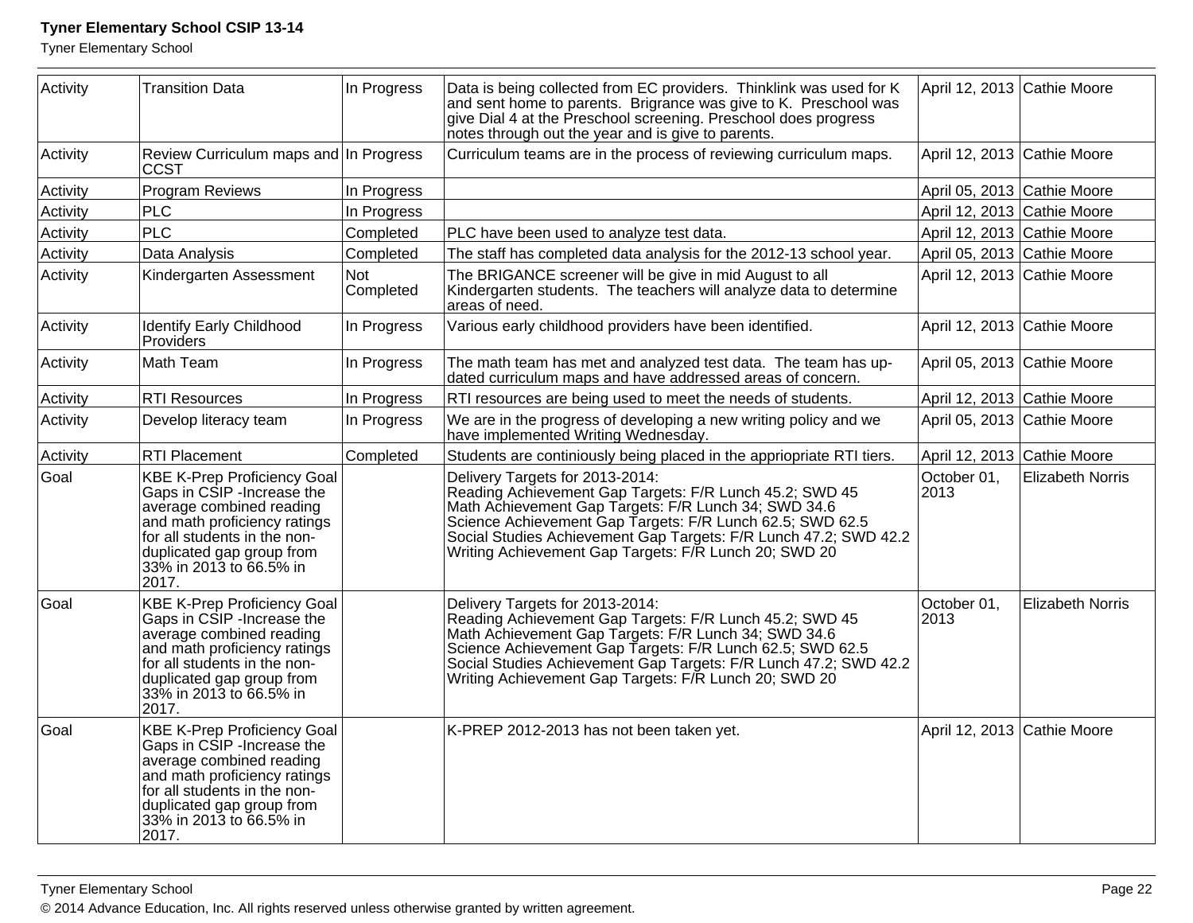| Activity | Transition Data | In Progress | Data is being collected from EC providers. Thinklink was used for K and sent home to parents. Brigrance was give to K. Preschool was give Dial 4 at the Preschool screening. Preschool does progress notes through out the year and is give to parents. | April 12, 2013 | Cathie Moore |
|---|---|---|---|---|---|
| Activity | Review Curriculum maps and CCST | In Progress | Curriculum teams are in the process of reviewing curriculum maps. | April 12, 2013 | Cathie Moore |
| Activity | Program Reviews | In Progress | | April 05, 2013 | Cathie Moore |
| Activity | PLC | In Progress | | April 12, 2013 | Cathie Moore |
| Activity | PLC | Completed | PLC have been used to analyze test data. | April 12, 2013 | Cathie Moore |
| Activity | Data Analysis | Completed | The staff has completed data analysis for the 2012-13 school year. | April 05, 2013 | Cathie Moore |
| Activity | Kindergarten Assessment | Not Completed | The BRIGANCE screener will be give in mid August to all Kindergarten students. The teachers will analyze data to determine areas of need. | April 12, 2013 | Cathie Moore |
| Activity | Identify Early Childhood Providers | In Progress | Various early childhood providers have been identified. | April 12, 2013 | Cathie Moore |
| Activity | Math Team | In Progress | The math team has met and analyzed test data. The team has up-dated curriculum maps and have addressed areas of concern. | April 05, 2013 | Cathie Moore |
| Activity | RTI Resources | In Progress | RTI resources are being used to meet the needs of students. | April 12, 2013 | Cathie Moore |
| Activity | Develop literacy team | In Progress | We are in the progress of developing a new writing policy and we have implemented Writing Wednesday. | April 05, 2013 | Cathie Moore |
| Activity | RTI Placement | Completed | Students are continiously being placed in the appriopriate RTI tiers. | April 12, 2013 | Cathie Moore |
| Goal | KBE K-Prep Proficiency Goal Gaps in CSIP -Increase the average combined reading and math proficiency ratings for all students in the non-duplicated gap group from 33% in 2013 to 66.5% in 2017. | | Delivery Targets for 2013-2014:<br>Reading Achievement Gap Targets: F/R Lunch 45.2; SWD 45<br>Math Achievement Gap Targets: F/R Lunch 34; SWD 34.6<br>Science Achievement Gap Targets: F/R Lunch 62.5; SWD 62.5<br>Social Studies Achievement Gap Targets: F/R Lunch 47.2; SWD 42.2<br>Writing Achievement Gap Targets: F/R Lunch 20; SWD 20 | October 01, 2013 | Elizabeth Norris |
| Goal | KBE K-Prep Proficiency Goal Gaps in CSIP -Increase the average combined reading and math proficiency ratings for all students in the non-duplicated gap group from 33% in 2013 to 66.5% in 2017. | | Delivery Targets for 2013-2014:<br>Reading Achievement Gap Targets: F/R Lunch 45.2; SWD 45<br>Math Achievement Gap Targets: F/R Lunch 34; SWD 34.6<br>Science Achievement Gap Targets: F/R Lunch 62.5; SWD 62.5<br>Social Studies Achievement Gap Targets: F/R Lunch 47.2; SWD 42.2<br>Writing Achievement Gap Targets: F/R Lunch 20; SWD 20 | October 01, 2013 | Elizabeth Norris |
| Goal | KBE K-Prep Proficiency Goal Gaps in CSIP -Increase the average combined reading and math proficiency ratings for all students in the non-duplicated gap group from 33% in 2013 to 66.5% in 2017. | | K-PREP 2012-2013 has not been taken yet. | April 12, 2013 | Cathie Moore |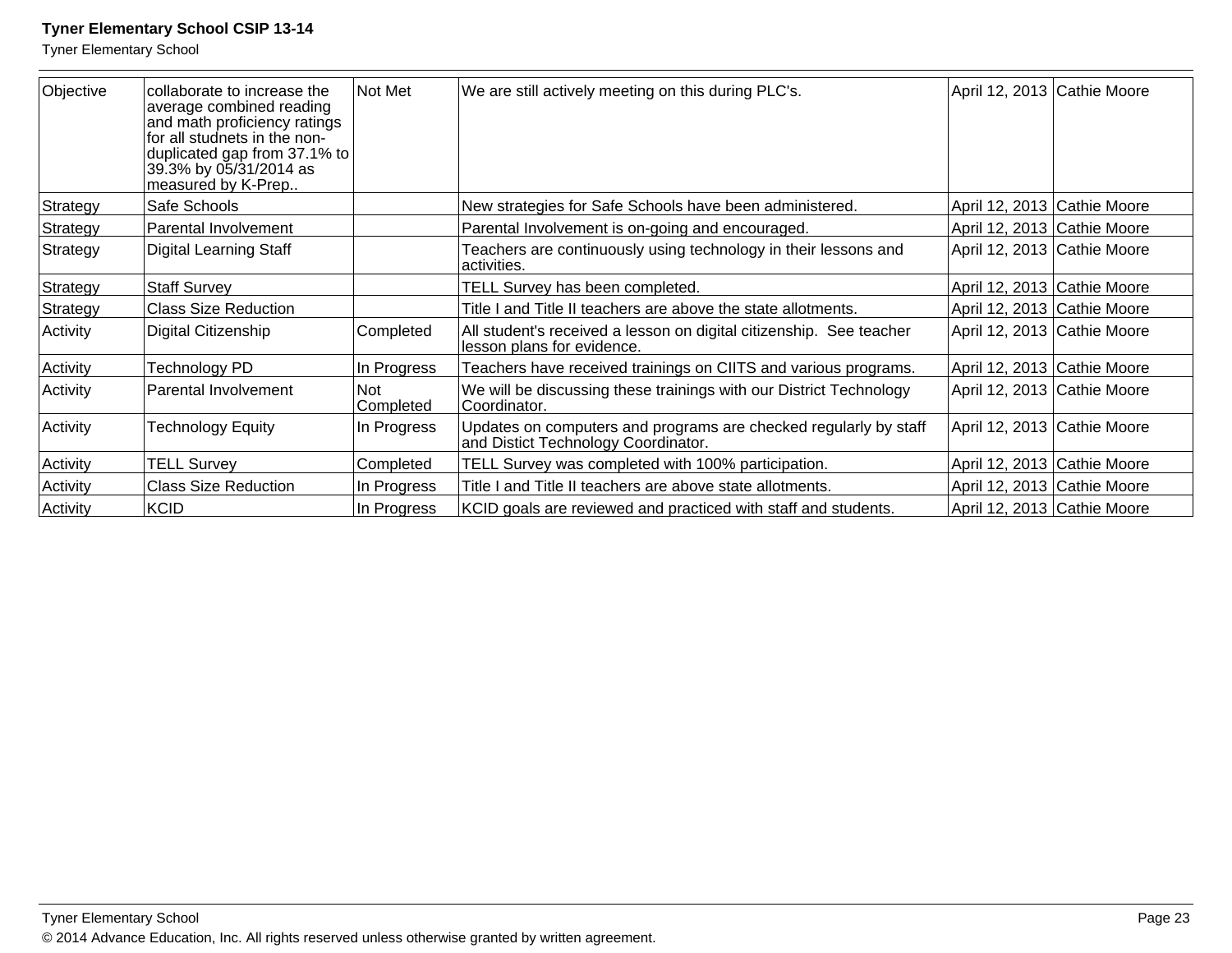| | | | | | |
|---|---|---|---|---|---|
| Objective | collaborate to increase the average combined reading and math proficiency ratings for all studnets in the non-duplicated gap from 37.1% to 39.3% by 05/31/2014 as measured by K-Prep.. | Not Met | We are still actively meeting on this during PLC's. | April 12, 2013 | Cathie Moore |
| Strategy | Safe Schools | | New strategies for Safe Schools have been administered. | April 12, 2013 | Cathie Moore |
| Strategy | Parental Involvement | | Parental Involvement is on-going and encouraged. | April 12, 2013 | Cathie Moore |
| Strategy | Digital Learning Staff | | Teachers are continuously using technology in their lessons and activities. | April 12, 2013 | Cathie Moore |
| Strategy | Staff Survey | | TELL Survey has been completed. | April 12, 2013 | Cathie Moore |
| Strategy | Class Size Reduction | | Title I and Title II teachers are above the state allotments. | April 12, 2013 | Cathie Moore |
| Activity | Digital Citizenship | Completed | All student's received a lesson on digital citizenship. See teacher lesson plans for evidence. | April 12, 2013 | Cathie Moore |
| Activity | Technology PD | In Progress | Teachers have received trainings on CIITS and various programs. | April 12, 2013 | Cathie Moore |
| Activity | Parental Involvement | Not Completed | We will be discussing these trainings with our District Technology Coordinator. | April 12, 2013 | Cathie Moore |
| Activity | Technology Equity | In Progress | Updates on computers and programs are checked regularly by staff and Distict Technology Coordinator. | April 12, 2013 | Cathie Moore |
| Activity | TELL Survey | Completed | TELL Survey was completed with 100% participation. | April 12, 2013 | Cathie Moore |
| Activity | Class Size Reduction | In Progress | Title I and Title II teachers are above state allotments. | April 12, 2013 | Cathie Moore |
| Activity | KCID | In Progress | KCID goals are reviewed and practiced with staff and students. | April 12, 2013 | Cathie Moore |